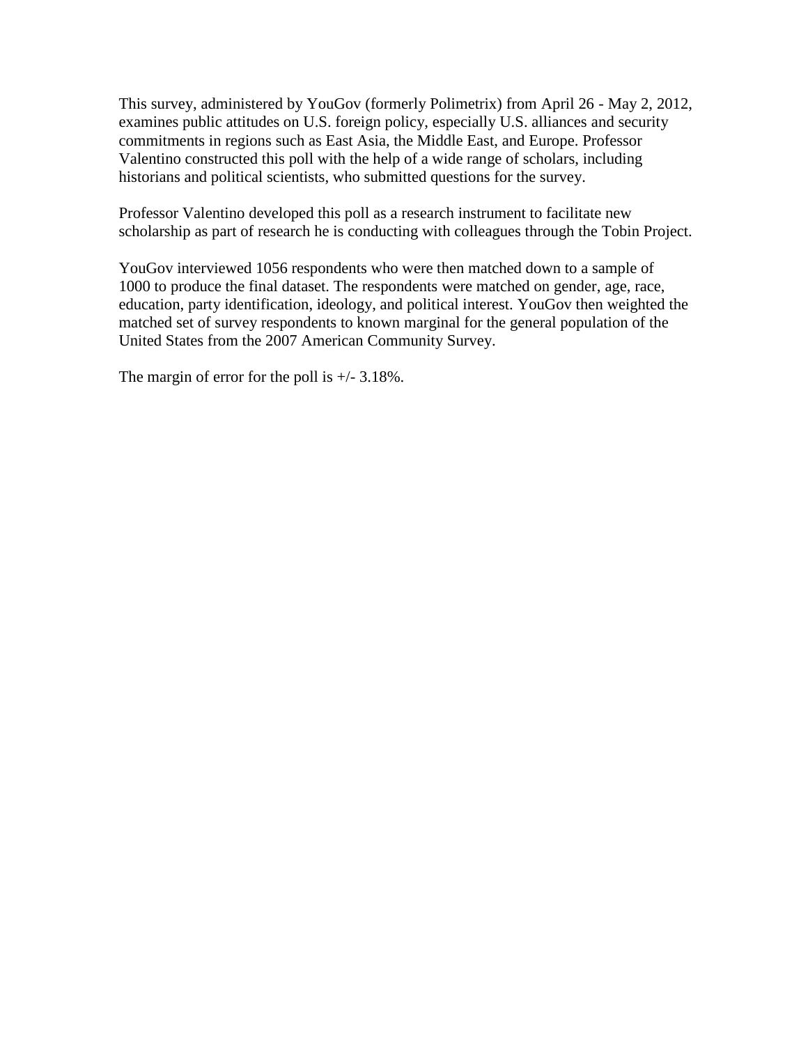This survey, administered by YouGov (formerly Polimetrix) from April 26 - May 2, 2012, examines public attitudes on U.S. foreign policy, especially U.S. alliances and security commitments in regions such as East Asia, the Middle East, and Europe. Professor Valentino constructed this poll with the help of a wide range of scholars, including historians and political scientists, who submitted questions for the survey.

Professor Valentino developed this poll as a research instrument to facilitate new scholarship as part of research he is conducting with colleagues through the Tobin Project.

YouGov interviewed 1056 respondents who were then matched down to a sample of 1000 to produce the final dataset. The respondents were matched on gender, age, race, education, party identification, ideology, and political interest. YouGov then weighted the matched set of survey respondents to known marginal for the general population of the United States from the 2007 American Community Survey.

The margin of error for the poll is +/- 3.18%.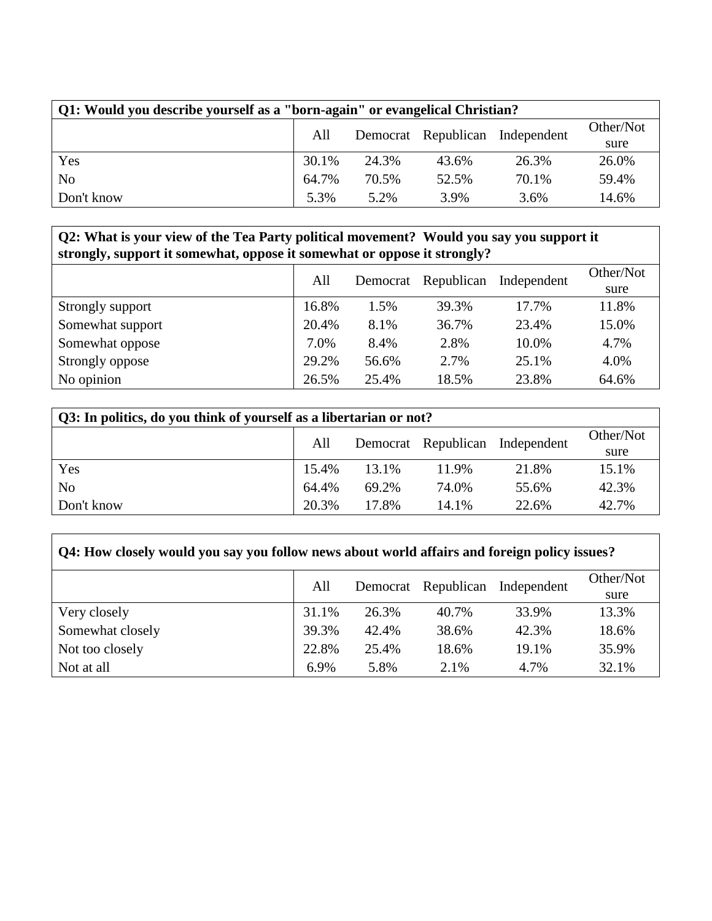**Q1: Would you describe yourself as a "born-again" or evangelical Christian?**

| | All | Democrat | Republican | Independent | Other/Not sure |
|---|---|---|---|---|---|
| Yes | 30.1% | 24.3% | 43.6% | 26.3% | 26.0% |
| No | 64.7% | 70.5% | 52.5% | 70.1% | 59.4% |
| Don't know | 5.3% | 5.2% | 3.9% | 3.6% | 14.6% |

**Q2: What is your view of the Tea Party political movement? Would you say you support it strongly, support it somewhat, oppose it somewhat or oppose it strongly?**

| | All | Democrat | Republican | Independent | Other/Not sure |
|---|---|---|---|---|---|
| Strongly support | 16.8% | 1.5% | 39.3% | 17.7% | 11.8% |
| Somewhat support | 20.4% | 8.1% | 36.7% | 23.4% | 15.0% |
| Somewhat oppose | 7.0% | 8.4% | 2.8% | 10.0% | 4.7% |
| Strongly oppose | 29.2% | 56.6% | 2.7% | 25.1% | 4.0% |
| No opinion | 26.5% | 25.4% | 18.5% | 23.8% | 64.6% |

**Q3: In politics, do you think of yourself as a libertarian or not?**

| | All | Democrat | Republican | Independent | Other/Not sure |
|---|---|---|---|---|---|
| Yes | 15.4% | 13.1% | 11.9% | 21.8% | 15.1% |
| No | 64.4% | 69.2% | 74.0% | 55.6% | 42.3% |
| Don't know | 20.3% | 17.8% | 14.1% | 22.6% | 42.7% |

**Q4: How closely would you say you follow news about world affairs and foreign policy issues?**

| | All | Democrat | Republican | Independent | Other/Not sure |
|---|---|---|---|---|---|
| Very closely | 31.1% | 26.3% | 40.7% | 33.9% | 13.3% |
| Somewhat closely | 39.3% | 42.4% | 38.6% | 42.3% | 18.6% |
| Not too closely | 22.8% | 25.4% | 18.6% | 19.1% | 35.9% |
| Not at all | 6.9% | 5.8% | 2.1% | 4.7% | 32.1% |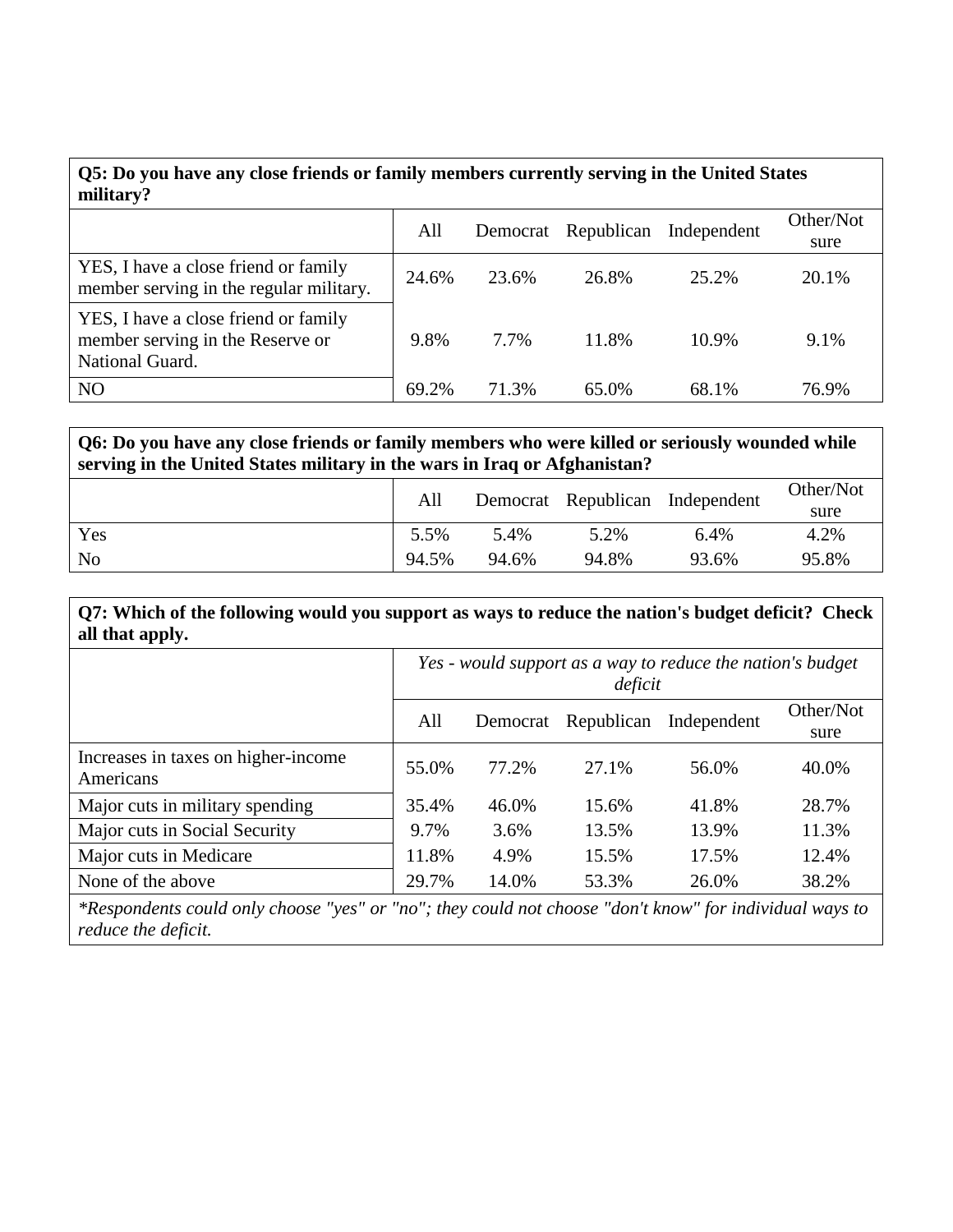**Q5: Do you have any close friends or family members currently serving in the United States military?**

| | All | Democrat | Republican | Independent | Other/Not sure |
|---|---|---|---|---|---|
| YES, I have a close friend or family member serving in the regular military. | 24.6% | 23.6% | 26.8% | 25.2% | 20.1% |
| YES, I have a close friend or family member serving in the Reserve or National Guard. | 9.8% | 7.7% | 11.8% | 10.9% | 9.1% |
| NO | 69.2% | 71.3% | 65.0% | 68.1% | 76.9% |

**Q6: Do you have any close friends or family members who were killed or seriously wounded while serving in the United States military in the wars in Iraq or Afghanistan?**

| | All | Democrat | Republican | Independent | Other/Not sure |
|---|---|---|---|---|---|
| Yes | 5.5% | 5.4% | 5.2% | 6.4% | 4.2% |
| No | 94.5% | 94.6% | 94.8% | 93.6% | 95.8% |

**Q7: Which of the following would you support as ways to reduce the nation's budget deficit? Check all that apply.**

| | *Yes - would support as a way to reduce the nation's budget deficit* | | | | |
|---|---|---|---|---|---|
| | All | Democrat | Republican | Independent | Other/Not sure |
| Increases in taxes on higher-income Americans | 55.0% | 77.2% | 27.1% | 56.0% | 40.0% |
| Major cuts in military spending | 35.4% | 46.0% | 15.6% | 41.8% | 28.7% |
| Major cuts in Social Security | 9.7% | 3.6% | 13.5% | 13.9% | 11.3% |
| Major cuts in Medicare | 11.8% | 4.9% | 15.5% | 17.5% | 12.4% |
| None of the above | 29.7% | 14.0% | 53.3% | 26.0% | 38.2% |

*\*Respondents could only choose "yes" or "no"; they could not choose "don't know" for individual ways to reduce the deficit.*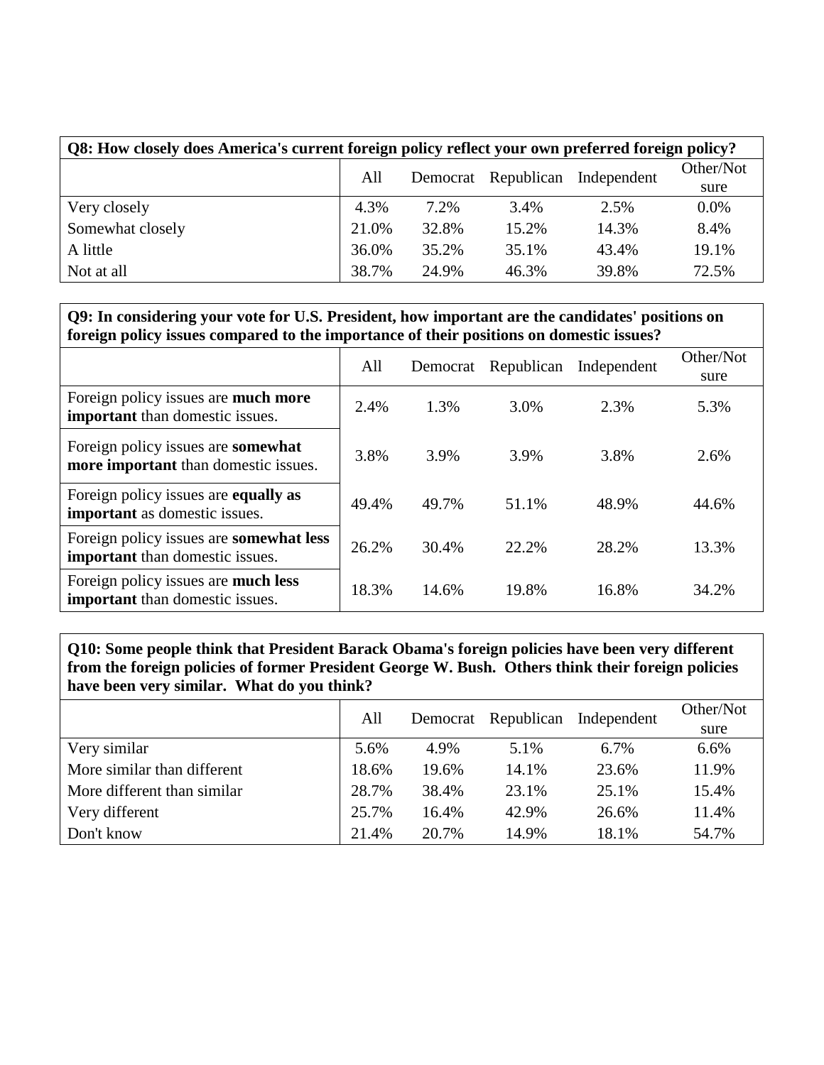**Q8: How closely does America's current foreign policy reflect your own preferred foreign policy?**

| | All | Democrat | Republican | Independent | Other/Not sure |
|---|---|---|---|---|---|
| Very closely | 4.3% | 7.2% | 3.4% | 2.5% | 0.0% |
| Somewhat closely | 21.0% | 32.8% | 15.2% | 14.3% | 8.4% |
| A little | 36.0% | 35.2% | 35.1% | 43.4% | 19.1% |
| Not at all | 38.7% | 24.9% | 46.3% | 39.8% | 72.5% |

**Q9: In considering your vote for U.S. President, how important are the candidates' positions on foreign policy issues compared to the importance of their positions on domestic issues?**

| | All | Democrat | Republican | Independent | Other/Not sure |
|---|---|---|---|---|---|
| Foreign policy issues are **much more important** than domestic issues. | 2.4% | 1.3% | 3.0% | 2.3% | 5.3% |
| Foreign policy issues are **somewhat more important** than domestic issues. | 3.8% | 3.9% | 3.9% | 3.8% | 2.6% |
| Foreign policy issues are **equally as important** as domestic issues. | 49.4% | 49.7% | 51.1% | 48.9% | 44.6% |
| Foreign policy issues are **somewhat less important** than domestic issues. | 26.2% | 30.4% | 22.2% | 28.2% | 13.3% |
| Foreign policy issues are **much less important** than domestic issues. | 18.3% | 14.6% | 19.8% | 16.8% | 34.2% |

**Q10: Some people think that President Barack Obama's foreign policies have been very different from the foreign policies of former President George W. Bush. Others think their foreign policies have been very similar. What do you think?**

| | All | Democrat | Republican | Independent | Other/Not sure |
|---|---|---|---|---|---|
| Very similar | 5.6% | 4.9% | 5.1% | 6.7% | 6.6% |
| More similar than different | 18.6% | 19.6% | 14.1% | 23.6% | 11.9% |
| More different than similar | 28.7% | 38.4% | 23.1% | 25.1% | 15.4% |
| Very different | 25.7% | 16.4% | 42.9% | 26.6% | 11.4% |
| Don't know | 21.4% | 20.7% | 14.9% | 18.1% | 54.7% |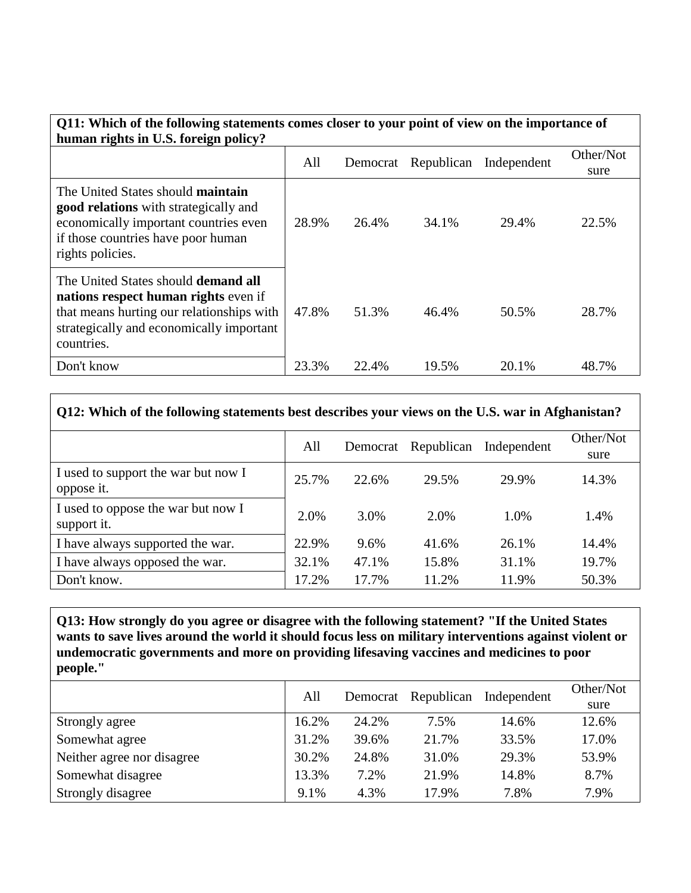**Q11: Which of the following statements comes closer to your point of view on the importance of human rights in U.S. foreign policy?**

| | All | Democrat | Republican | Independent | Other/Not sure |
|---|---|---|---|---|---|
| The United States should **maintain good relations** with strategically and economically important countries even if those countries have poor human rights policies. | 28.9% | 26.4% | 34.1% | 29.4% | 22.5% |
| The United States should **demand all nations respect human rights** even if that means hurting our relationships with strategically and economically important countries. | 47.8% | 51.3% | 46.4% | 50.5% | 28.7% |
| Don't know | 23.3% | 22.4% | 19.5% | 20.1% | 48.7% |

**Q12: Which of the following statements best describes your views on the U.S. war in Afghanistan?**

| | All | Democrat | Republican | Independent | Other/Not sure |
|---|---|---|---|---|---|
| I used to support the war but now I oppose it. | 25.7% | 22.6% | 29.5% | 29.9% | 14.3% |
| I used to oppose the war but now I support it. | 2.0% | 3.0% | 2.0% | 1.0% | 1.4% |
| I have always supported the war. | 22.9% | 9.6% | 41.6% | 26.1% | 14.4% |
| I have always opposed the war. | 32.1% | 47.1% | 15.8% | 31.1% | 19.7% |
| Don't know. | 17.2% | 17.7% | 11.2% | 11.9% | 50.3% |

**Q13: How strongly do you agree or disagree with the following statement? "If the United States wants to save lives around the world it should focus less on military interventions against violent or undemocratic governments and more on providing lifesaving vaccines and medicines to poor people."**

| | All | Democrat | Republican | Independent | Other/Not sure |
|---|---|---|---|---|---|
| Strongly agree | 16.2% | 24.2% | 7.5% | 14.6% | 12.6% |
| Somewhat agree | 31.2% | 39.6% | 21.7% | 33.5% | 17.0% |
| Neither agree nor disagree | 30.2% | 24.8% | 31.0% | 29.3% | 53.9% |
| Somewhat disagree | 13.3% | 7.2% | 21.9% | 14.8% | 8.7% |
| Strongly disagree | 9.1% | 4.3% | 17.9% | 7.8% | 7.9% |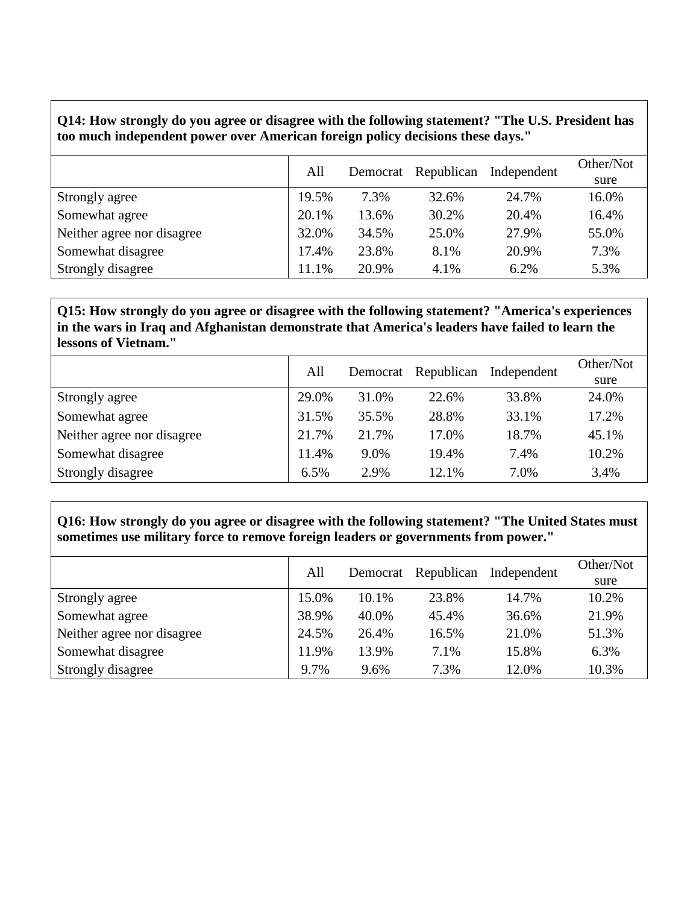**Q14: How strongly do you agree or disagree with the following statement? "The U.S. President has too much independent power over American foreign policy decisions these days."**

| | All | Democrat | Republican | Independent | Other/Not sure |
|---|---|---|---|---|---|
| Strongly agree | 19.5% | 7.3% | 32.6% | 24.7% | 16.0% |
| Somewhat agree | 20.1% | 13.6% | 30.2% | 20.4% | 16.4% |
| Neither agree nor disagree | 32.0% | 34.5% | 25.0% | 27.9% | 55.0% |
| Somewhat disagree | 17.4% | 23.8% | 8.1% | 20.9% | 7.3% |
| Strongly disagree | 11.1% | 20.9% | 4.1% | 6.2% | 5.3% |

**Q15: How strongly do you agree or disagree with the following statement? "America's experiences in the wars in Iraq and Afghanistan demonstrate that America's leaders have failed to learn the lessons of Vietnam."**

| | All | Democrat | Republican | Independent | Other/Not sure |
|---|---|---|---|---|---|
| Strongly agree | 29.0% | 31.0% | 22.6% | 33.8% | 24.0% |
| Somewhat agree | 31.5% | 35.5% | 28.8% | 33.1% | 17.2% |
| Neither agree nor disagree | 21.7% | 21.7% | 17.0% | 18.7% | 45.1% |
| Somewhat disagree | 11.4% | 9.0% | 19.4% | 7.4% | 10.2% |
| Strongly disagree | 6.5% | 2.9% | 12.1% | 7.0% | 3.4% |

**Q16: How strongly do you agree or disagree with the following statement? "The United States must sometimes use military force to remove foreign leaders or governments from power."**

| | All | Democrat | Republican | Independent | Other/Not sure |
|---|---|---|---|---|---|
| Strongly agree | 15.0% | 10.1% | 23.8% | 14.7% | 10.2% |
| Somewhat agree | 38.9% | 40.0% | 45.4% | 36.6% | 21.9% |
| Neither agree nor disagree | 24.5% | 26.4% | 16.5% | 21.0% | 51.3% |
| Somewhat disagree | 11.9% | 13.9% | 7.1% | 15.8% | 6.3% |
| Strongly disagree | 9.7% | 9.6% | 7.3% | 12.0% | 10.3% |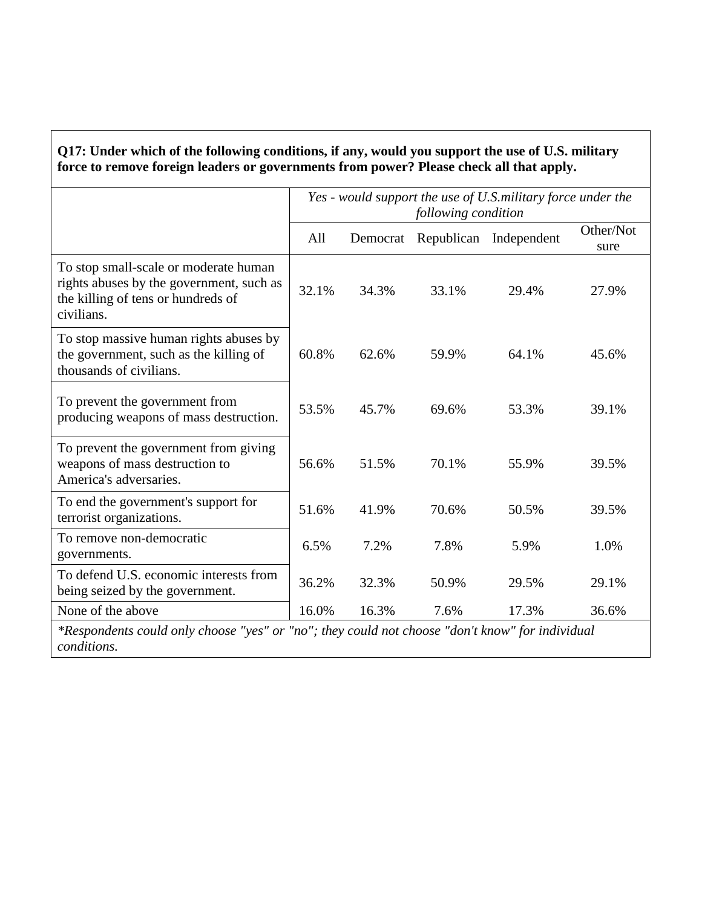**Q17: Under which of the following conditions, if any, would you support the use of U.S. military force to remove foreign leaders or governments from power? Please check all that apply.**

| | *Yes - would support the use of U.S.military force under the following condition* | | | | |
|---|---|---|---|---|---|
| | All | Democrat | Republican | Independent | Other/Not sure |
| To stop small-scale or moderate human rights abuses by the government, such as the killing of tens or hundreds of civilians. | 32.1% | 34.3% | 33.1% | 29.4% | 27.9% |
| To stop massive human rights abuses by the government, such as the killing of thousands of civilians. | 60.8% | 62.6% | 59.9% | 64.1% | 45.6% |
| To prevent the government from producing weapons of mass destruction. | 53.5% | 45.7% | 69.6% | 53.3% | 39.1% |
| To prevent the government from giving weapons of mass destruction to America's adversaries. | 56.6% | 51.5% | 70.1% | 55.9% | 39.5% |
| To end the government's support for terrorist organizations. | 51.6% | 41.9% | 70.6% | 50.5% | 39.5% |
| To remove non-democratic governments. | 6.5% | 7.2% | 7.8% | 5.9% | 1.0% |
| To defend U.S. economic interests from being seized by the government. | 36.2% | 32.3% | 50.9% | 29.5% | 29.1% |
| None of the above | 16.0% | 16.3% | 7.6% | 17.3% | 36.6% |

*\*Respondents could only choose "yes" or "no"; they could not choose "don't know" for individual conditions.*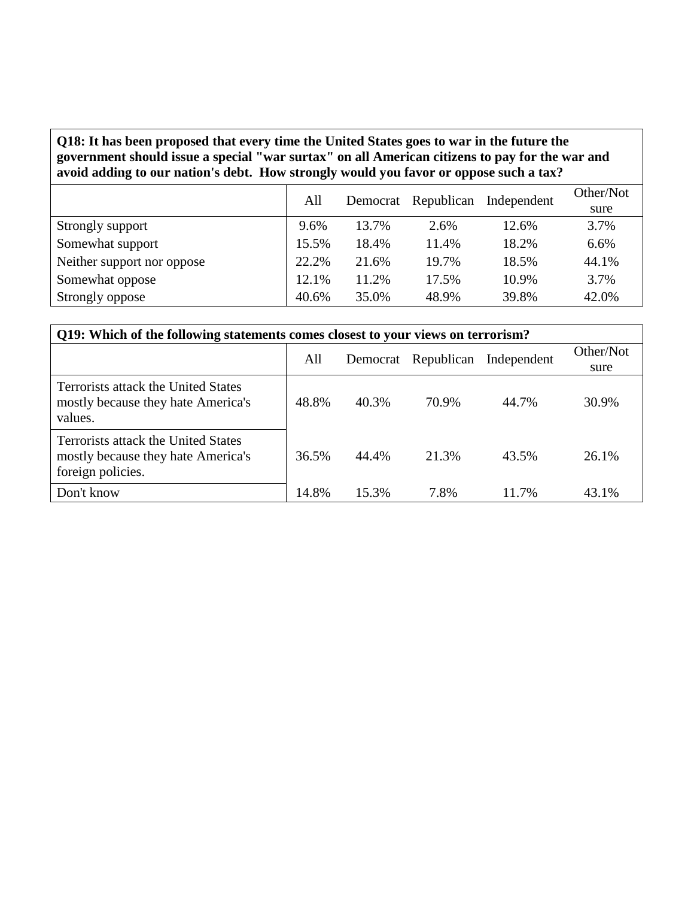**Q18: It has been proposed that every time the United States goes to war in the future the government should issue a special "war surtax" on all American citizens to pay for the war and avoid adding to our nation's debt. How strongly would you favor or oppose such a tax?**

| | All | Democrat | Republican | Independent | Other/Not sure |
|---|---|---|---|---|---|
| Strongly support | 9.6% | 13.7% | 2.6% | 12.6% | 3.7% |
| Somewhat support | 15.5% | 18.4% | 11.4% | 18.2% | 6.6% |
| Neither support nor oppose | 22.2% | 21.6% | 19.7% | 18.5% | 44.1% |
| Somewhat oppose | 12.1% | 11.2% | 17.5% | 10.9% | 3.7% |
| Strongly oppose | 40.6% | 35.0% | 48.9% | 39.8% | 42.0% |

**Q19: Which of the following statements comes closest to your views on terrorism?**

| | All | Democrat | Republican | Independent | Other/Not sure |
|---|---|---|---|---|---|
| Terrorists attack the United States mostly because they hate America's values. | 48.8% | 40.3% | 70.9% | 44.7% | 30.9% |
| Terrorists attack the United States mostly because they hate America's foreign policies. | 36.5% | 44.4% | 21.3% | 43.5% | 26.1% |
| Don't know | 14.8% | 15.3% | 7.8% | 11.7% | 43.1% |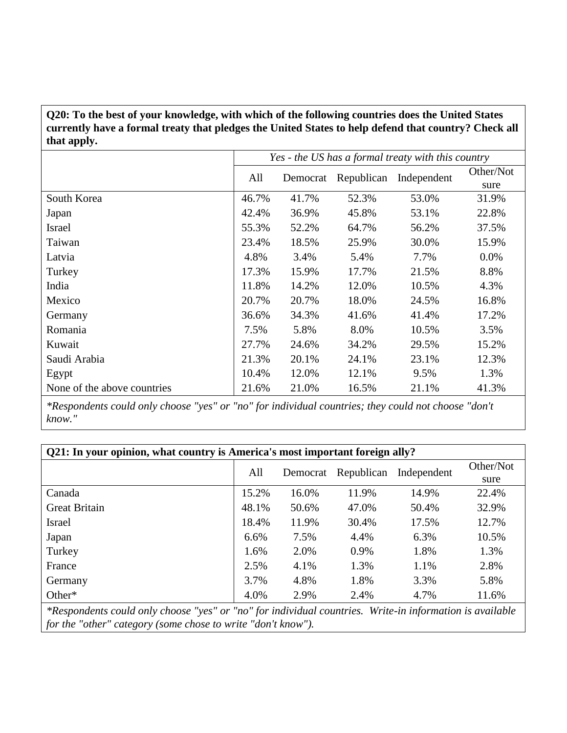**Q20: To the best of your knowledge, with which of the following countries does the United States currently have a formal treaty that pledges the United States to help defend that country? Check all that apply.**

| | *Yes - the US has a formal treaty with this country* | | | | |
|---|---|---|---|---|---|
| | All | Democrat | Republican | Independent | Other/Not sure |
| South Korea | 46.7% | 41.7% | 52.3% | 53.0% | 31.9% |
| Japan | 42.4% | 36.9% | 45.8% | 53.1% | 22.8% |
| Israel | 55.3% | 52.2% | 64.7% | 56.2% | 37.5% |
| Taiwan | 23.4% | 18.5% | 25.9% | 30.0% | 15.9% |
| Latvia | 4.8% | 3.4% | 5.4% | 7.7% | 0.0% |
| Turkey | 17.3% | 15.9% | 17.7% | 21.5% | 8.8% |
| India | 11.8% | 14.2% | 12.0% | 10.5% | 4.3% |
| Mexico | 20.7% | 20.7% | 18.0% | 24.5% | 16.8% |
| Germany | 36.6% | 34.3% | 41.6% | 41.4% | 17.2% |
| Romania | 7.5% | 5.8% | 8.0% | 10.5% | 3.5% |
| Kuwait | 27.7% | 24.6% | 34.2% | 29.5% | 15.2% |
| Saudi Arabia | 21.3% | 20.1% | 24.1% | 23.1% | 12.3% |
| Egypt | 10.4% | 12.0% | 12.1% | 9.5% | 1.3% |
| None of the above countries | 21.6% | 21.0% | 16.5% | 21.1% | 41.3% |

*\*Respondents could only choose "yes" or "no" for individual countries; they could not choose "don't know."*

**Q21: In your opinion, what country is America's most important foreign ally?**

| | All | Democrat | Republican | Independent | Other/Not sure |
|---|---|---|---|---|---|
| Canada | 15.2% | 16.0% | 11.9% | 14.9% | 22.4% |
| Great Britain | 48.1% | 50.6% | 47.0% | 50.4% | 32.9% |
| Israel | 18.4% | 11.9% | 30.4% | 17.5% | 12.7% |
| Japan | 6.6% | 7.5% | 4.4% | 6.3% | 10.5% |
| Turkey | 1.6% | 2.0% | 0.9% | 1.8% | 1.3% |
| France | 2.5% | 4.1% | 1.3% | 1.1% | 2.8% |
| Germany | 3.7% | 4.8% | 1.8% | 3.3% | 5.8% |
| Other* | 4.0% | 2.9% | 2.4% | 4.7% | 11.6% |

*\*Respondents could only choose "yes" or "no" for individual countries. Write-in information is available for the "other" category (some chose to write "don't know").*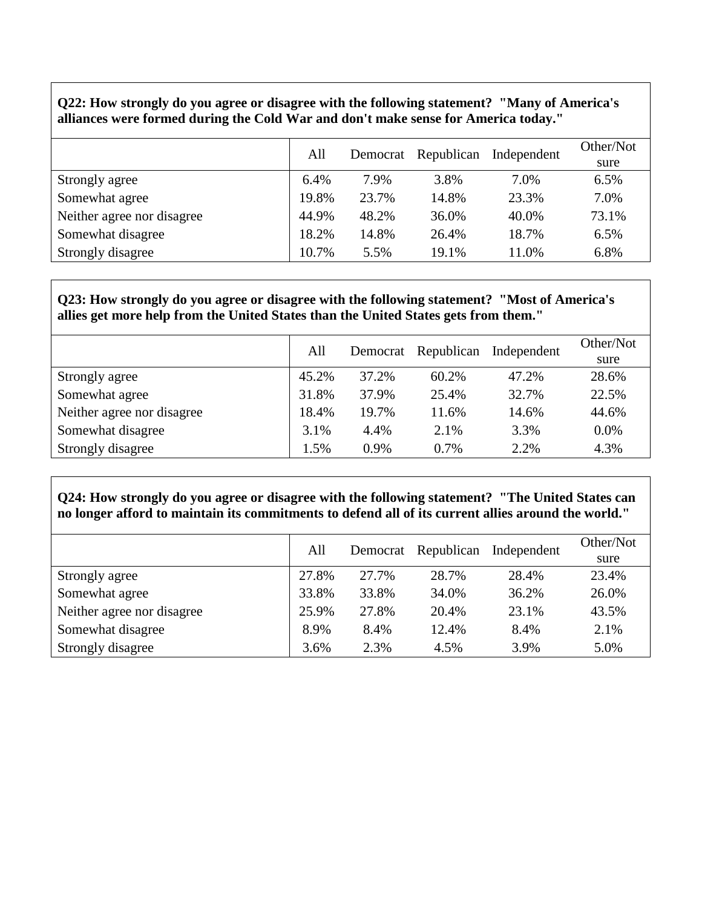**Q22: How strongly do you agree or disagree with the following statement? "Many of America's alliances were formed during the Cold War and don't make sense for America today."**

| | All | Democrat | Republican | Independent | Other/Not sure |
|---|---|---|---|---|---|
| Strongly agree | 6.4% | 7.9% | 3.8% | 7.0% | 6.5% |
| Somewhat agree | 19.8% | 23.7% | 14.8% | 23.3% | 7.0% |
| Neither agree nor disagree | 44.9% | 48.2% | 36.0% | 40.0% | 73.1% |
| Somewhat disagree | 18.2% | 14.8% | 26.4% | 18.7% | 6.5% |
| Strongly disagree | 10.7% | 5.5% | 19.1% | 11.0% | 6.8% |

**Q23: How strongly do you agree or disagree with the following statement? "Most of America's allies get more help from the United States than the United States gets from them."**

| | All | Democrat | Republican | Independent | Other/Not sure |
|---|---|---|---|---|---|
| Strongly agree | 45.2% | 37.2% | 60.2% | 47.2% | 28.6% |
| Somewhat agree | 31.8% | 37.9% | 25.4% | 32.7% | 22.5% |
| Neither agree nor disagree | 18.4% | 19.7% | 11.6% | 14.6% | 44.6% |
| Somewhat disagree | 3.1% | 4.4% | 2.1% | 3.3% | 0.0% |
| Strongly disagree | 1.5% | 0.9% | 0.7% | 2.2% | 4.3% |

**Q24: How strongly do you agree or disagree with the following statement? "The United States can no longer afford to maintain its commitments to defend all of its current allies around the world."**

| | All | Democrat | Republican | Independent | Other/Not sure |
|---|---|---|---|---|---|
| Strongly agree | 27.8% | 27.7% | 28.7% | 28.4% | 23.4% |
| Somewhat agree | 33.8% | 33.8% | 34.0% | 36.2% | 26.0% |
| Neither agree nor disagree | 25.9% | 27.8% | 20.4% | 23.1% | 43.5% |
| Somewhat disagree | 8.9% | 8.4% | 12.4% | 8.4% | 2.1% |
| Strongly disagree | 3.6% | 2.3% | 4.5% | 3.9% | 5.0% |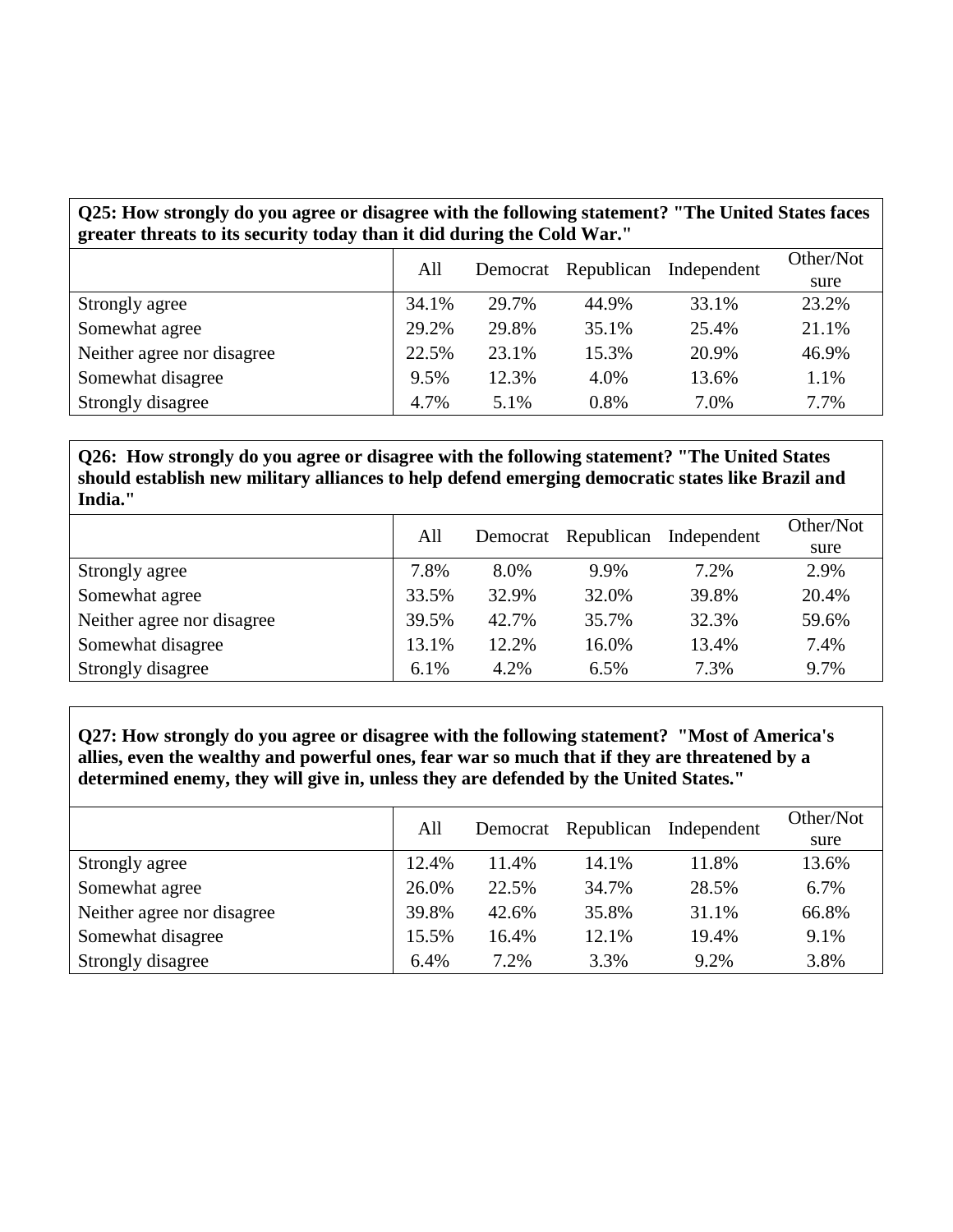**Q25: How strongly do you agree or disagree with the following statement? "The United States faces greater threats to its security today than it did during the Cold War."**

| | All | Democrat | Republican | Independent | Other/Not sure |
|---|---|---|---|---|---|
| Strongly agree | 34.1% | 29.7% | 44.9% | 33.1% | 23.2% |
| Somewhat agree | 29.2% | 29.8% | 35.1% | 25.4% | 21.1% |
| Neither agree nor disagree | 22.5% | 23.1% | 15.3% | 20.9% | 46.9% |
| Somewhat disagree | 9.5% | 12.3% | 4.0% | 13.6% | 1.1% |
| Strongly disagree | 4.7% | 5.1% | 0.8% | 7.0% | 7.7% |

**Q26: How strongly do you agree or disagree with the following statement? "The United States should establish new military alliances to help defend emerging democratic states like Brazil and India."**

| | All | Democrat | Republican | Independent | Other/Not sure |
|---|---|---|---|---|---|
| Strongly agree | 7.8% | 8.0% | 9.9% | 7.2% | 2.9% |
| Somewhat agree | 33.5% | 32.9% | 32.0% | 39.8% | 20.4% |
| Neither agree nor disagree | 39.5% | 42.7% | 35.7% | 32.3% | 59.6% |
| Somewhat disagree | 13.1% | 12.2% | 16.0% | 13.4% | 7.4% |
| Strongly disagree | 6.1% | 4.2% | 6.5% | 7.3% | 9.7% |

**Q27: How strongly do you agree or disagree with the following statement? "Most of America's allies, even the wealthy and powerful ones, fear war so much that if they are threatened by a determined enemy, they will give in, unless they are defended by the United States."**

| | All | Democrat | Republican | Independent | Other/Not sure |
|---|---|---|---|---|---|
| Strongly agree | 12.4% | 11.4% | 14.1% | 11.8% | 13.6% |
| Somewhat agree | 26.0% | 22.5% | 34.7% | 28.5% | 6.7% |
| Neither agree nor disagree | 39.8% | 42.6% | 35.8% | 31.1% | 66.8% |
| Somewhat disagree | 15.5% | 16.4% | 12.1% | 19.4% | 9.1% |
| Strongly disagree | 6.4% | 7.2% | 3.3% | 9.2% | 3.8% |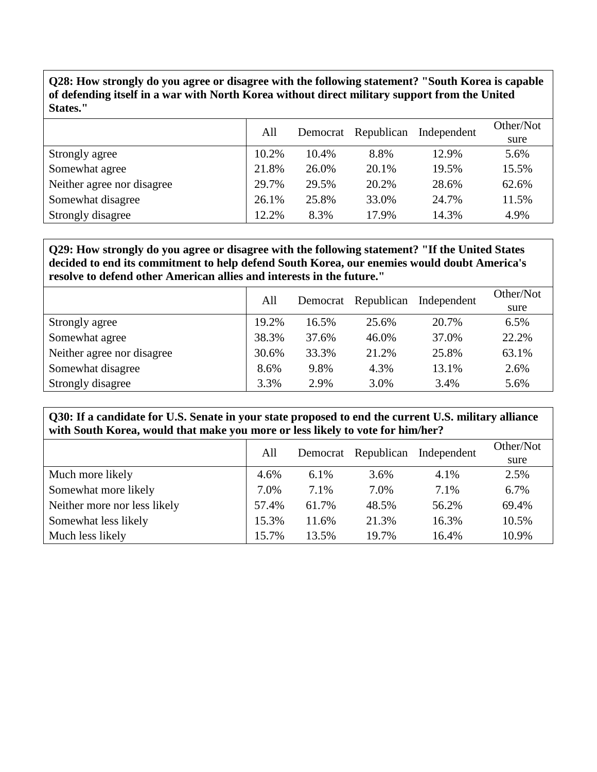**Q28: How strongly do you agree or disagree with the following statement? "South Korea is capable of defending itself in a war with North Korea without direct military support from the United States."**

| | All | Democrat | Republican | Independent | Other/Not sure |
|---|---|---|---|---|---|
| Strongly agree | 10.2% | 10.4% | 8.8% | 12.9% | 5.6% |
| Somewhat agree | 21.8% | 26.0% | 20.1% | 19.5% | 15.5% |
| Neither agree nor disagree | 29.7% | 29.5% | 20.2% | 28.6% | 62.6% |
| Somewhat disagree | 26.1% | 25.8% | 33.0% | 24.7% | 11.5% |
| Strongly disagree | 12.2% | 8.3% | 17.9% | 14.3% | 4.9% |

**Q29: How strongly do you agree or disagree with the following statement? "If the United States decided to end its commitment to help defend South Korea, our enemies would doubt America's resolve to defend other American allies and interests in the future."**

| | All | Democrat | Republican | Independent | Other/Not sure |
|---|---|---|---|---|---|
| Strongly agree | 19.2% | 16.5% | 25.6% | 20.7% | 6.5% |
| Somewhat agree | 38.3% | 37.6% | 46.0% | 37.0% | 22.2% |
| Neither agree nor disagree | 30.6% | 33.3% | 21.2% | 25.8% | 63.1% |
| Somewhat disagree | 8.6% | 9.8% | 4.3% | 13.1% | 2.6% |
| Strongly disagree | 3.3% | 2.9% | 3.0% | 3.4% | 5.6% |

**Q30: If a candidate for U.S. Senate in your state proposed to end the current U.S. military alliance with South Korea, would that make you more or less likely to vote for him/her?**

| | All | Democrat | Republican | Independent | Other/Not sure |
|---|---|---|---|---|---|
| Much more likely | 4.6% | 6.1% | 3.6% | 4.1% | 2.5% |
| Somewhat more likely | 7.0% | 7.1% | 7.0% | 7.1% | 6.7% |
| Neither more nor less likely | 57.4% | 61.7% | 48.5% | 56.2% | 69.4% |
| Somewhat less likely | 15.3% | 11.6% | 21.3% | 16.3% | 10.5% |
| Much less likely | 15.7% | 13.5% | 19.7% | 16.4% | 10.9% |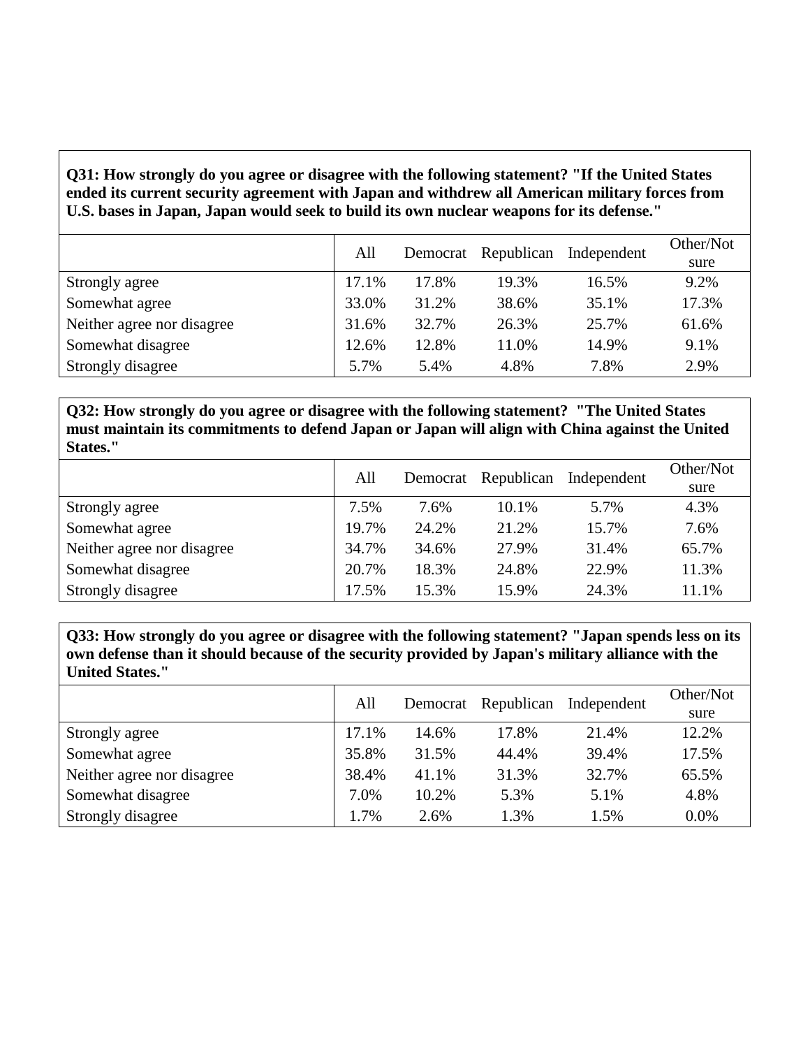**Q31: How strongly do you agree or disagree with the following statement? "If the United States ended its current security agreement with Japan and withdrew all American military forces from U.S. bases in Japan, Japan would seek to build its own nuclear weapons for its defense."**

| | All | Democrat | Republican | Independent | Other/Not sure |
|---|---|---|---|---|---|
| Strongly agree | 17.1% | 17.8% | 19.3% | 16.5% | 9.2% |
| Somewhat agree | 33.0% | 31.2% | 38.6% | 35.1% | 17.3% |
| Neither agree nor disagree | 31.6% | 32.7% | 26.3% | 25.7% | 61.6% |
| Somewhat disagree | 12.6% | 12.8% | 11.0% | 14.9% | 9.1% |
| Strongly disagree | 5.7% | 5.4% | 4.8% | 7.8% | 2.9% |

**Q32: How strongly do you agree or disagree with the following statement? "The United States must maintain its commitments to defend Japan or Japan will align with China against the United States."**

| | All | Democrat | Republican | Independent | Other/Not sure |
|---|---|---|---|---|---|
| Strongly agree | 7.5% | 7.6% | 10.1% | 5.7% | 4.3% |
| Somewhat agree | 19.7% | 24.2% | 21.2% | 15.7% | 7.6% |
| Neither agree nor disagree | 34.7% | 34.6% | 27.9% | 31.4% | 65.7% |
| Somewhat disagree | 20.7% | 18.3% | 24.8% | 22.9% | 11.3% |
| Strongly disagree | 17.5% | 15.3% | 15.9% | 24.3% | 11.1% |

**Q33: How strongly do you agree or disagree with the following statement? "Japan spends less on its own defense than it should because of the security provided by Japan's military alliance with the United States."**

| | All | Democrat | Republican | Independent | Other/Not sure |
|---|---|---|---|---|---|
| Strongly agree | 17.1% | 14.6% | 17.8% | 21.4% | 12.2% |
| Somewhat agree | 35.8% | 31.5% | 44.4% | 39.4% | 17.5% |
| Neither agree nor disagree | 38.4% | 41.1% | 31.3% | 32.7% | 65.5% |
| Somewhat disagree | 7.0% | 10.2% | 5.3% | 5.1% | 4.8% |
| Strongly disagree | 1.7% | 2.6% | 1.3% | 1.5% | 0.0% |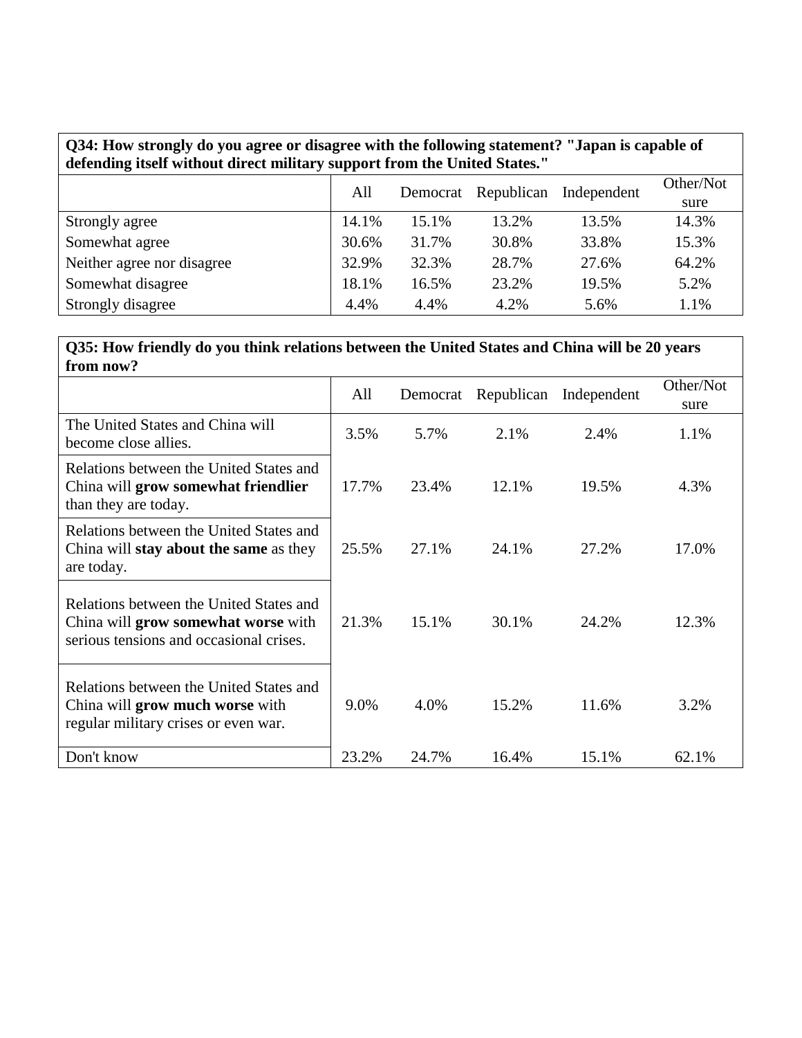**Q34: How strongly do you agree or disagree with the following statement? "Japan is capable of defending itself without direct military support from the United States."**

| | All | Democrat | Republican | Independent | Other/Not sure |
|---|---|---|---|---|---|
| Strongly agree | 14.1% | 15.1% | 13.2% | 13.5% | 14.3% |
| Somewhat agree | 30.6% | 31.7% | 30.8% | 33.8% | 15.3% |
| Neither agree nor disagree | 32.9% | 32.3% | 28.7% | 27.6% | 64.2% |
| Somewhat disagree | 18.1% | 16.5% | 23.2% | 19.5% | 5.2% |
| Strongly disagree | 4.4% | 4.4% | 4.2% | 5.6% | 1.1% |

**Q35: How friendly do you think relations between the United States and China will be 20 years from now?**

| | All | Democrat | Republican | Independent | Other/Not sure |
|---|---|---|---|---|---|
| The United States and China will become close allies. | 3.5% | 5.7% | 2.1% | 2.4% | 1.1% |
| Relations between the United States and China will **grow somewhat friendlier** than they are today. | 17.7% | 23.4% | 12.1% | 19.5% | 4.3% |
| Relations between the United States and China will **stay about the same** as they are today. | 25.5% | 27.1% | 24.1% | 27.2% | 17.0% |
| Relations between the United States and China will **grow somewhat worse** with serious tensions and occasional crises. | 21.3% | 15.1% | 30.1% | 24.2% | 12.3% |
| Relations between the United States and China will **grow much worse** with regular military crises or even war. | 9.0% | 4.0% | 15.2% | 11.6% | 3.2% |
| Don't know | 23.2% | 24.7% | 16.4% | 15.1% | 62.1% |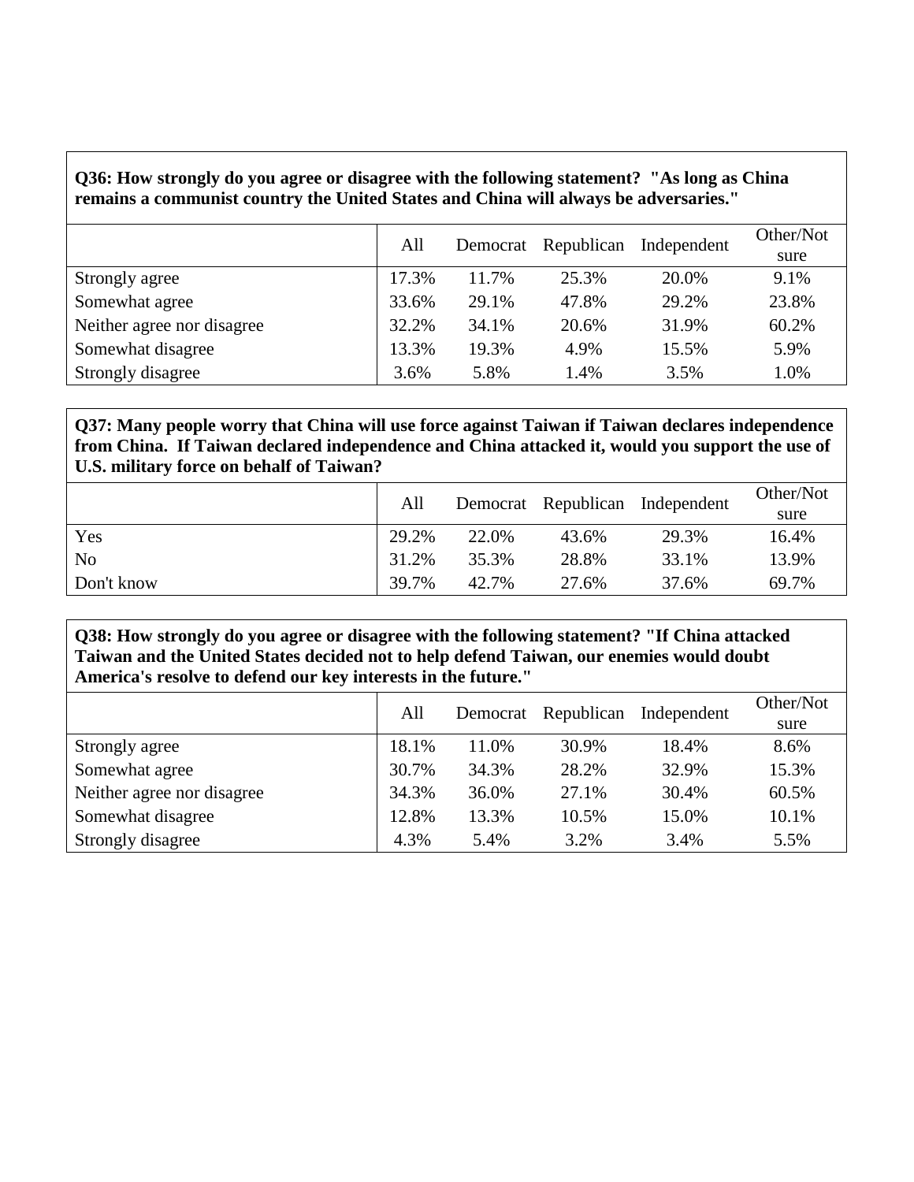**Q36: How strongly do you agree or disagree with the following statement? "As long as China remains a communist country the United States and China will always be adversaries."**

| | All | Democrat | Republican | Independent | Other/Not sure |
|---|---|---|---|---|---|
| Strongly agree | 17.3% | 11.7% | 25.3% | 20.0% | 9.1% |
| Somewhat agree | 33.6% | 29.1% | 47.8% | 29.2% | 23.8% |
| Neither agree nor disagree | 32.2% | 34.1% | 20.6% | 31.9% | 60.2% |
| Somewhat disagree | 13.3% | 19.3% | 4.9% | 15.5% | 5.9% |
| Strongly disagree | 3.6% | 5.8% | 1.4% | 3.5% | 1.0% |

**Q37: Many people worry that China will use force against Taiwan if Taiwan declares independence from China. If Taiwan declared independence and China attacked it, would you support the use of U.S. military force on behalf of Taiwan?**

| | All | Democrat | Republican | Independent | Other/Not sure |
|---|---|---|---|---|---|
| Yes | 29.2% | 22.0% | 43.6% | 29.3% | 16.4% |
| No | 31.2% | 35.3% | 28.8% | 33.1% | 13.9% |
| Don't know | 39.7% | 42.7% | 27.6% | 37.6% | 69.7% |

**Q38: How strongly do you agree or disagree with the following statement? "If China attacked Taiwan and the United States decided not to help defend Taiwan, our enemies would doubt America's resolve to defend our key interests in the future."**

| | All | Democrat | Republican | Independent | Other/Not sure |
|---|---|---|---|---|---|
| Strongly agree | 18.1% | 11.0% | 30.9% | 18.4% | 8.6% |
| Somewhat agree | 30.7% | 34.3% | 28.2% | 32.9% | 15.3% |
| Neither agree nor disagree | 34.3% | 36.0% | 27.1% | 30.4% | 60.5% |
| Somewhat disagree | 12.8% | 13.3% | 10.5% | 15.0% | 10.1% |
| Strongly disagree | 4.3% | 5.4% | 3.2% | 3.4% | 5.5% |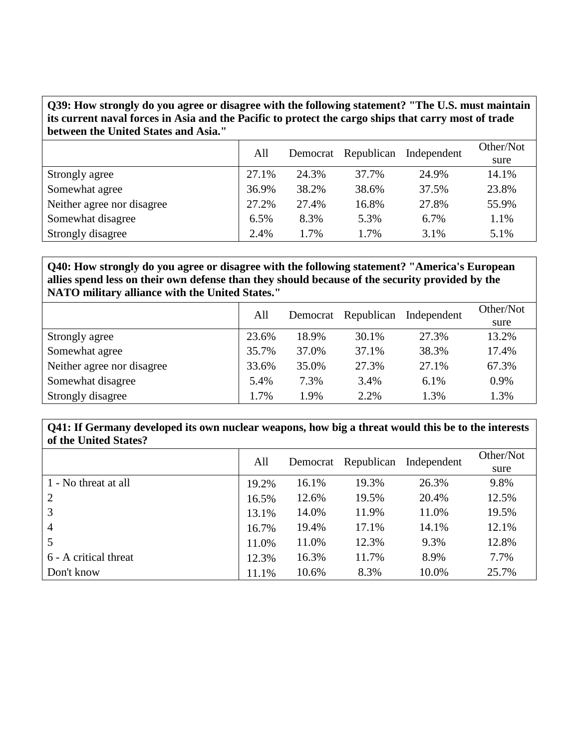**Q39: How strongly do you agree or disagree with the following statement? "The U.S. must maintain its current naval forces in Asia and the Pacific to protect the cargo ships that carry most of trade between the United States and Asia."**

| | All | Democrat | Republican | Independent | Other/Not sure |
|---|---|---|---|---|---|
| Strongly agree | 27.1% | 24.3% | 37.7% | 24.9% | 14.1% |
| Somewhat agree | 36.9% | 38.2% | 38.6% | 37.5% | 23.8% |
| Neither agree nor disagree | 27.2% | 27.4% | 16.8% | 27.8% | 55.9% |
| Somewhat disagree | 6.5% | 8.3% | 5.3% | 6.7% | 1.1% |
| Strongly disagree | 2.4% | 1.7% | 1.7% | 3.1% | 5.1% |

**Q40: How strongly do you agree or disagree with the following statement? "America's European allies spend less on their own defense than they should because of the security provided by the NATO military alliance with the United States."**

| | All | Democrat | Republican | Independent | Other/Not sure |
|---|---|---|---|---|---|
| Strongly agree | 23.6% | 18.9% | 30.1% | 27.3% | 13.2% |
| Somewhat agree | 35.7% | 37.0% | 37.1% | 38.3% | 17.4% |
| Neither agree nor disagree | 33.6% | 35.0% | 27.3% | 27.1% | 67.3% |
| Somewhat disagree | 5.4% | 7.3% | 3.4% | 6.1% | 0.9% |
| Strongly disagree | 1.7% | 1.9% | 2.2% | 1.3% | 1.3% |

**Q41: If Germany developed its own nuclear weapons, how big a threat would this be to the interests of the United States?**

| | All | Democrat | Republican | Independent | Other/Not sure |
|---|---|---|---|---|---|
| 1 - No threat at all | 19.2% | 16.1% | 19.3% | 26.3% | 9.8% |
| 2 | 16.5% | 12.6% | 19.5% | 20.4% | 12.5% |
| 3 | 13.1% | 14.0% | 11.9% | 11.0% | 19.5% |
| 4 | 16.7% | 19.4% | 17.1% | 14.1% | 12.1% |
| 5 | 11.0% | 11.0% | 12.3% | 9.3% | 12.8% |
| 6 - A critical threat | 12.3% | 16.3% | 11.7% | 8.9% | 7.7% |
| Don't know | 11.1% | 10.6% | 8.3% | 10.0% | 25.7% |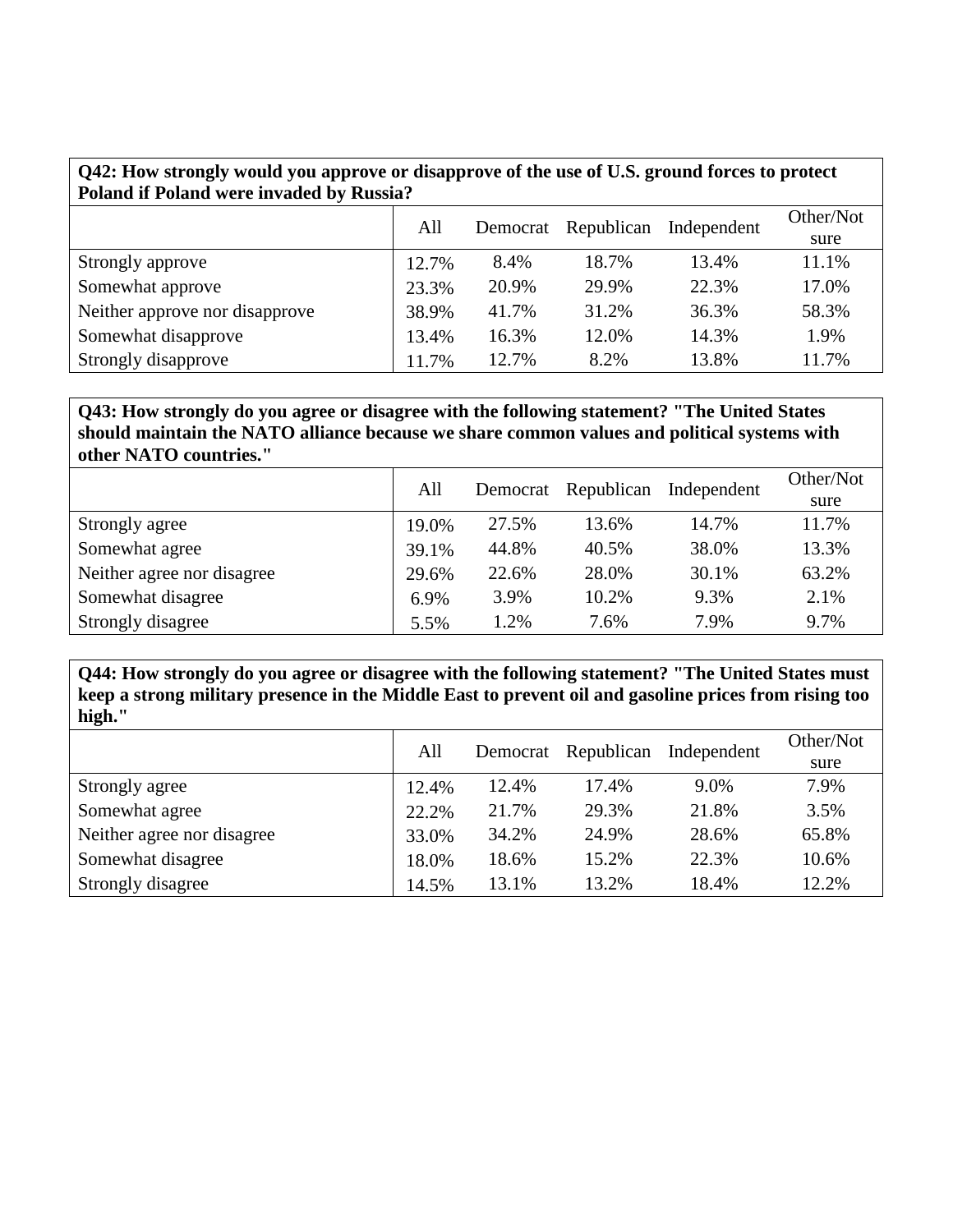**Q42: How strongly would you approve or disapprove of the use of U.S. ground forces to protect Poland if Poland were invaded by Russia?**

| | All | Democrat | Republican | Independent | Other/Not sure |
|---|---|---|---|---|---|
| Strongly approve | 12.7% | 8.4% | 18.7% | 13.4% | 11.1% |
| Somewhat approve | 23.3% | 20.9% | 29.9% | 22.3% | 17.0% |
| Neither approve nor disapprove | 38.9% | 41.7% | 31.2% | 36.3% | 58.3% |
| Somewhat disapprove | 13.4% | 16.3% | 12.0% | 14.3% | 1.9% |
| Strongly disapprove | 11.7% | 12.7% | 8.2% | 13.8% | 11.7% |

**Q43: How strongly do you agree or disagree with the following statement? "The United States should maintain the NATO alliance because we share common values and political systems with other NATO countries."**

| | All | Democrat | Republican | Independent | Other/Not sure |
|---|---|---|---|---|---|
| Strongly agree | 19.0% | 27.5% | 13.6% | 14.7% | 11.7% |
| Somewhat agree | 39.1% | 44.8% | 40.5% | 38.0% | 13.3% |
| Neither agree nor disagree | 29.6% | 22.6% | 28.0% | 30.1% | 63.2% |
| Somewhat disagree | 6.9% | 3.9% | 10.2% | 9.3% | 2.1% |
| Strongly disagree | 5.5% | 1.2% | 7.6% | 7.9% | 9.7% |

**Q44: How strongly do you agree or disagree with the following statement? "The United States must keep a strong military presence in the Middle East to prevent oil and gasoline prices from rising too high."**

| | All | Democrat | Republican | Independent | Other/Not sure |
|---|---|---|---|---|---|
| Strongly agree | 12.4% | 12.4% | 17.4% | 9.0% | 7.9% |
| Somewhat agree | 22.2% | 21.7% | 29.3% | 21.8% | 3.5% |
| Neither agree nor disagree | 33.0% | 34.2% | 24.9% | 28.6% | 65.8% |
| Somewhat disagree | 18.0% | 18.6% | 15.2% | 22.3% | 10.6% |
| Strongly disagree | 14.5% | 13.1% | 13.2% | 18.4% | 12.2% |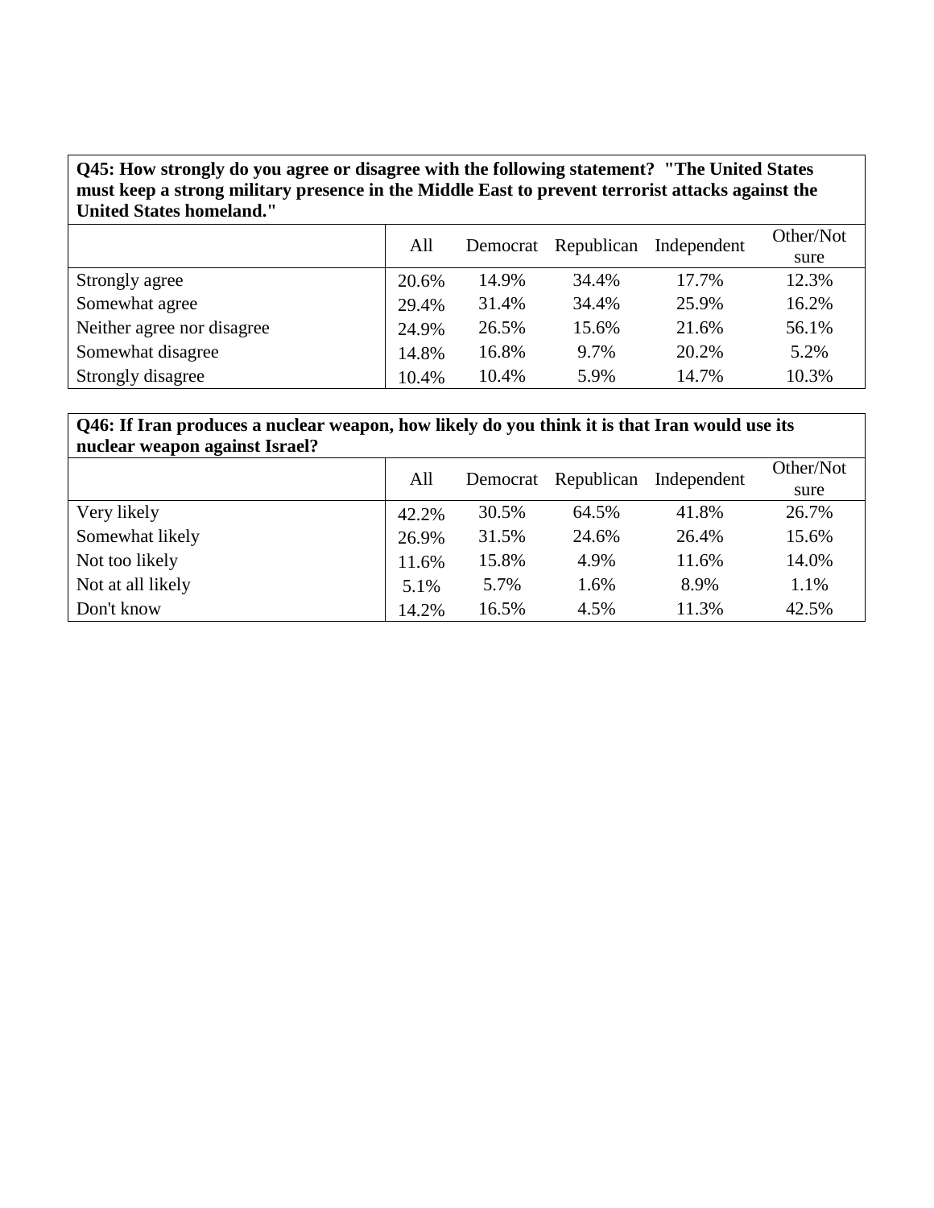**Q45: How strongly do you agree or disagree with the following statement? "The United States must keep a strong military presence in the Middle East to prevent terrorist attacks against the United States homeland."**

| | All | Democrat | Republican | Independent | Other/Not sure |
|---|---|---|---|---|---|
| Strongly agree | 20.6% | 14.9% | 34.4% | 17.7% | 12.3% |
| Somewhat agree | 29.4% | 31.4% | 34.4% | 25.9% | 16.2% |
| Neither agree nor disagree | 24.9% | 26.5% | 15.6% | 21.6% | 56.1% |
| Somewhat disagree | 14.8% | 16.8% | 9.7% | 20.2% | 5.2% |
| Strongly disagree | 10.4% | 10.4% | 5.9% | 14.7% | 10.3% |

**Q46: If Iran produces a nuclear weapon, how likely do you think it is that Iran would use its nuclear weapon against Israel?**

| | All | Democrat | Republican | Independent | Other/Not sure |
|---|---|---|---|---|---|
| Very likely | 42.2% | 30.5% | 64.5% | 41.8% | 26.7% |
| Somewhat likely | 26.9% | 31.5% | 24.6% | 26.4% | 15.6% |
| Not too likely | 11.6% | 15.8% | 4.9% | 11.6% | 14.0% |
| Not at all likely | 5.1% | 5.7% | 1.6% | 8.9% | 1.1% |
| Don't know | 14.2% | 16.5% | 4.5% | 11.3% | 42.5% |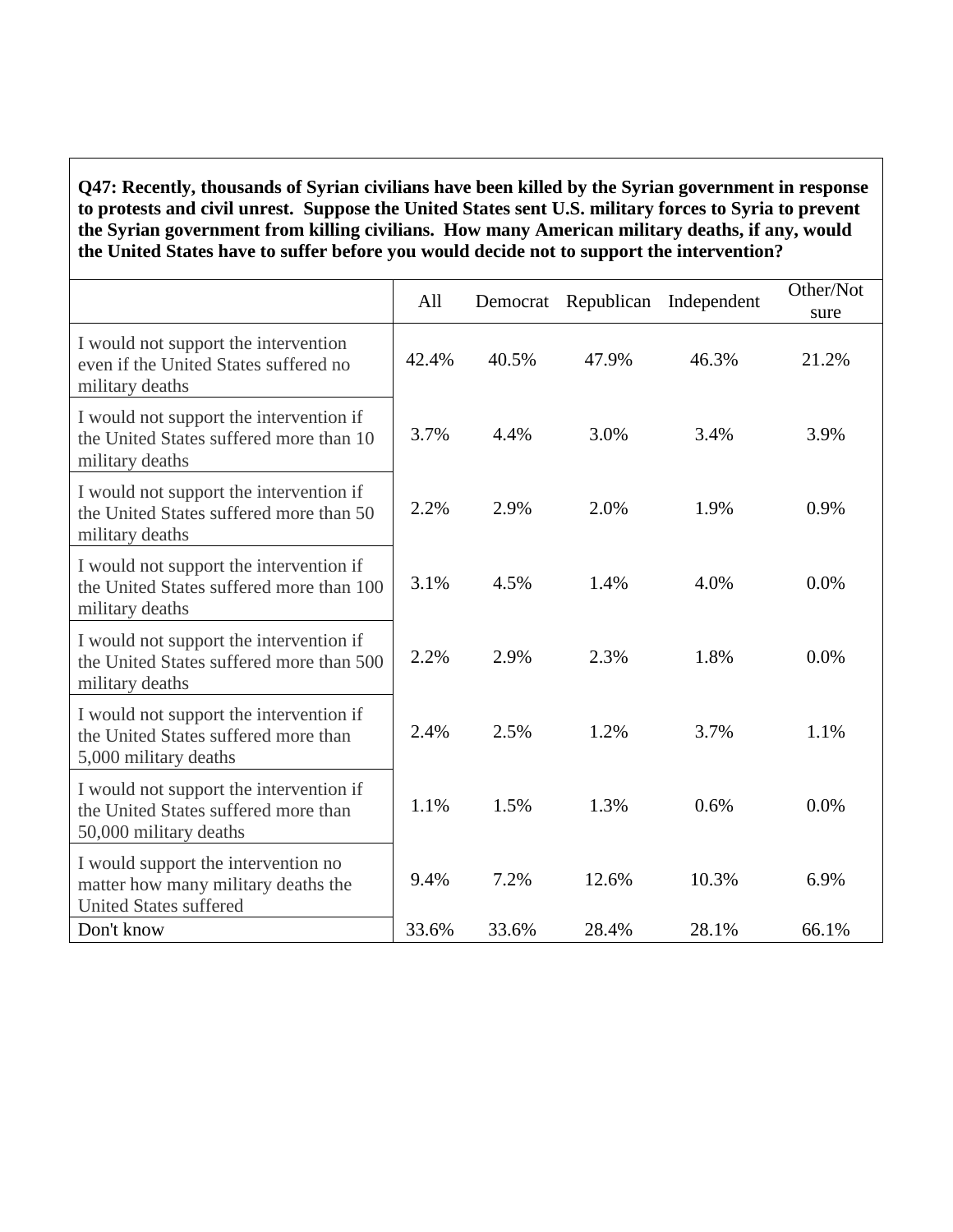**Q47: Recently, thousands of Syrian civilians have been killed by the Syrian government in response to protests and civil unrest. Suppose the United States sent U.S. military forces to Syria to prevent the Syrian government from killing civilians. How many American military deaths, if any, would the United States have to suffer before you would decide not to support the intervention?**

| | All | Democrat | Republican | Independent | Other/Not sure |
|---|---|---|---|---|---|
| I would not support the intervention even if the United States suffered no military deaths | 42.4% | 40.5% | 47.9% | 46.3% | 21.2% |
| I would not support the intervention if the United States suffered more than 10 military deaths | 3.7% | 4.4% | 3.0% | 3.4% | 3.9% |
| I would not support the intervention if the United States suffered more than 50 military deaths | 2.2% | 2.9% | 2.0% | 1.9% | 0.9% |
| I would not support the intervention if the United States suffered more than 100 military deaths | 3.1% | 4.5% | 1.4% | 4.0% | 0.0% |
| I would not support the intervention if the United States suffered more than 500 military deaths | 2.2% | 2.9% | 2.3% | 1.8% | 0.0% |
| I would not support the intervention if the United States suffered more than 5,000 military deaths | 2.4% | 2.5% | 1.2% | 3.7% | 1.1% |
| I would not support the intervention if the United States suffered more than 50,000 military deaths | 1.1% | 1.5% | 1.3% | 0.6% | 0.0% |
| I would support the intervention no matter how many military deaths the United States suffered | 9.4% | 7.2% | 12.6% | 10.3% | 6.9% |
| Don't know | 33.6% | 33.6% | 28.4% | 28.1% | 66.1% |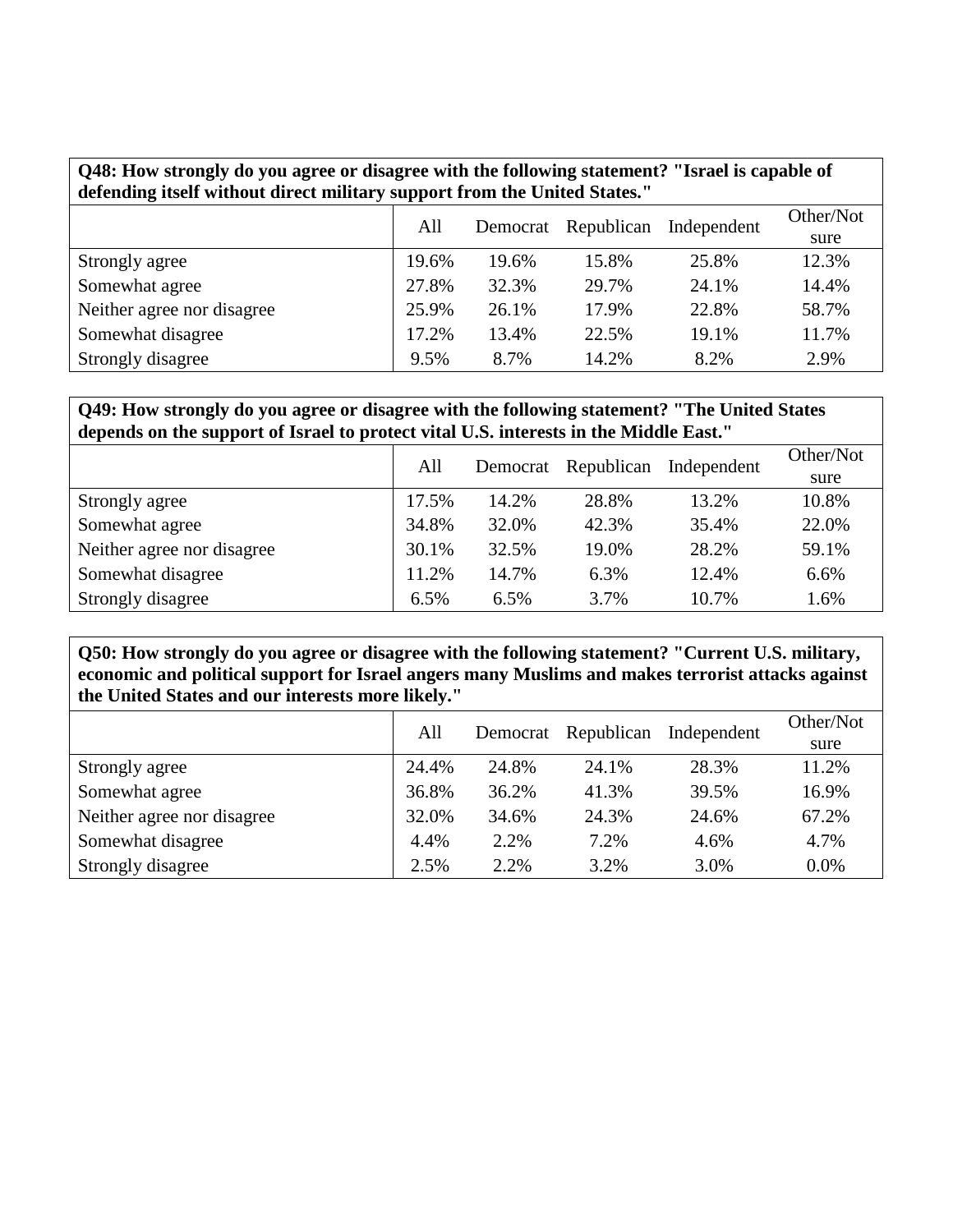**Q48: How strongly do you agree or disagree with the following statement? "Israel is capable of defending itself without direct military support from the United States."**

| | All | Democrat | Republican | Independent | Other/Not sure |
|---|---|---|---|---|---|
| Strongly agree | 19.6% | 19.6% | 15.8% | 25.8% | 12.3% |
| Somewhat agree | 27.8% | 32.3% | 29.7% | 24.1% | 14.4% |
| Neither agree nor disagree | 25.9% | 26.1% | 17.9% | 22.8% | 58.7% |
| Somewhat disagree | 17.2% | 13.4% | 22.5% | 19.1% | 11.7% |
| Strongly disagree | 9.5% | 8.7% | 14.2% | 8.2% | 2.9% |

**Q49: How strongly do you agree or disagree with the following statement? "The United States depends on the support of Israel to protect vital U.S. interests in the Middle East."**

| | All | Democrat | Republican | Independent | Other/Not sure |
|---|---|---|---|---|---|
| Strongly agree | 17.5% | 14.2% | 28.8% | 13.2% | 10.8% |
| Somewhat agree | 34.8% | 32.0% | 42.3% | 35.4% | 22.0% |
| Neither agree nor disagree | 30.1% | 32.5% | 19.0% | 28.2% | 59.1% |
| Somewhat disagree | 11.2% | 14.7% | 6.3% | 12.4% | 6.6% |
| Strongly disagree | 6.5% | 6.5% | 3.7% | 10.7% | 1.6% |

**Q50: How strongly do you agree or disagree with the following statement? "Current U.S. military, economic and political support for Israel angers many Muslims and makes terrorist attacks against the United States and our interests more likely."**

| | All | Democrat | Republican | Independent | Other/Not sure |
|---|---|---|---|---|---|
| Strongly agree | 24.4% | 24.8% | 24.1% | 28.3% | 11.2% |
| Somewhat agree | 36.8% | 36.2% | 41.3% | 39.5% | 16.9% |
| Neither agree nor disagree | 32.0% | 34.6% | 24.3% | 24.6% | 67.2% |
| Somewhat disagree | 4.4% | 2.2% | 7.2% | 4.6% | 4.7% |
| Strongly disagree | 2.5% | 2.2% | 3.2% | 3.0% | 0.0% |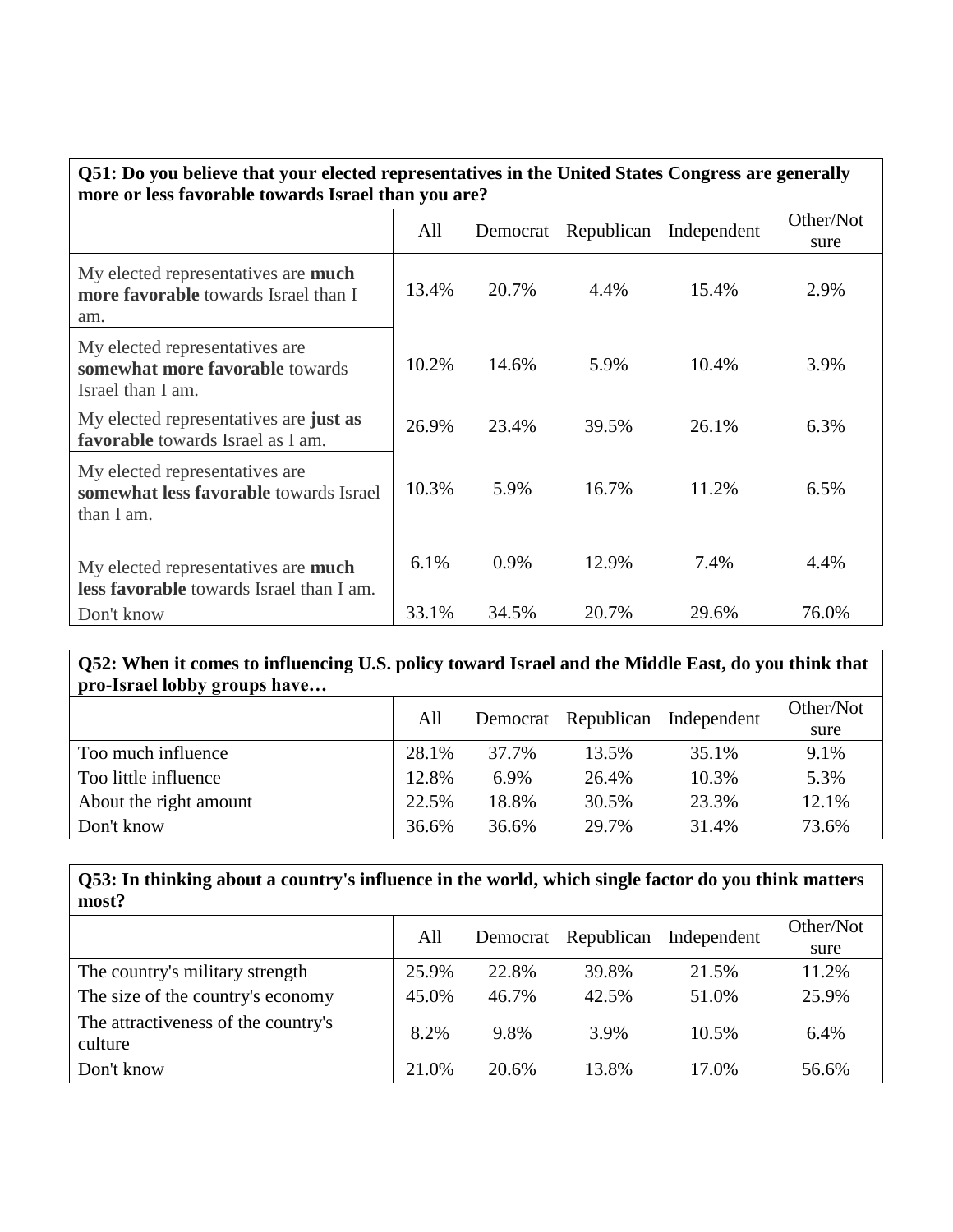| **Q51: Do you believe that your elected representatives in the United States Congress are generally more or less favorable towards Israel than you are?** | | | | | |
|---|---|---|---|---|---|
| | All | Democrat | Republican | Independent | Other/Not sure |
| My elected representatives are **much more favorable** towards Israel than I am. | 13.4% | 20.7% | 4.4% | 15.4% | 2.9% |
| My elected representatives are **somewhat more favorable** towards Israel than I am. | 10.2% | 14.6% | 5.9% | 10.4% | 3.9% |
| My elected representatives are **just as favorable** towards Israel as I am. | 26.9% | 23.4% | 39.5% | 26.1% | 6.3% |
| My elected representatives are **somewhat less favorable** towards Israel than I am. | 10.3% | 5.9% | 16.7% | 11.2% | 6.5% |
| My elected representatives are **much less favorable** towards Israel than I am. | 6.1% | 0.9% | 12.9% | 7.4% | 4.4% |
| Don't know | 33.1% | 34.5% | 20.7% | 29.6% | 76.0% |

| **Q52: When it comes to influencing U.S. policy toward Israel and the Middle East, do you think that pro-Israel lobby groups have…** | | | | | |
|---|---|---|---|---|---|
| | All | Democrat | Republican | Independent | Other/Not sure |
| Too much influence | 28.1% | 37.7% | 13.5% | 35.1% | 9.1% |
| Too little influence | 12.8% | 6.9% | 26.4% | 10.3% | 5.3% |
| About the right amount | 22.5% | 18.8% | 30.5% | 23.3% | 12.1% |
| Don't know | 36.6% | 36.6% | 29.7% | 31.4% | 73.6% |

| **Q53: In thinking about a country's influence in the world, which single factor do you think matters most?** | | | | | |
|---|---|---|---|---|---|
| | All | Democrat | Republican | Independent | Other/Not sure |
| The country's military strength | 25.9% | 22.8% | 39.8% | 21.5% | 11.2% |
| The size of the country's economy | 45.0% | 46.7% | 42.5% | 51.0% | 25.9% |
| The attractiveness of the country's culture | 8.2% | 9.8% | 3.9% | 10.5% | 6.4% |
| Don't know | 21.0% | 20.6% | 13.8% | 17.0% | 56.6% |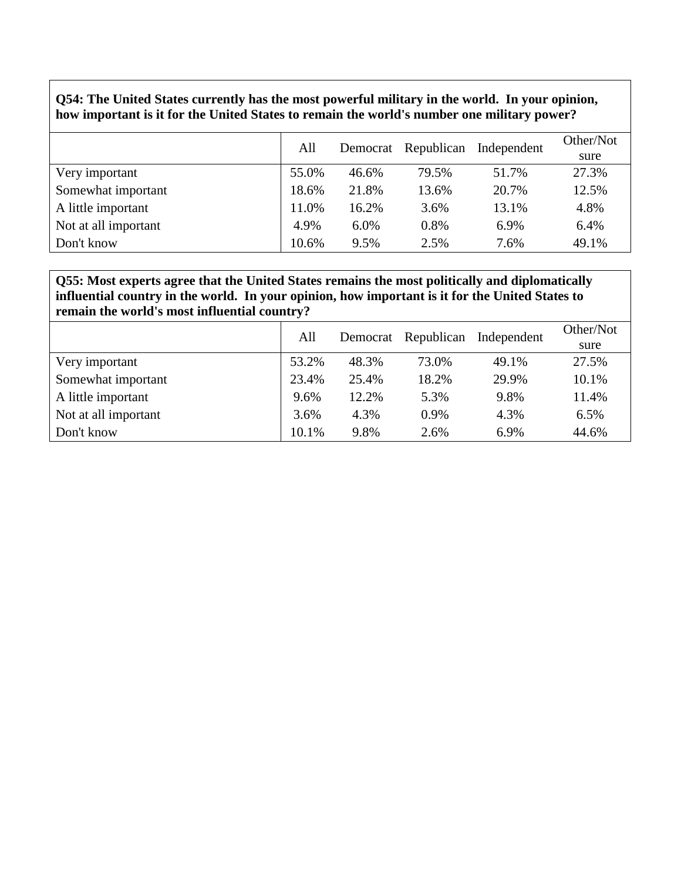**Q54: The United States currently has the most powerful military in the world. In your opinion, how important is it for the United States to remain the world's number one military power?**

| | All | Democrat | Republican | Independent | Other/Not sure |
|---|---|---|---|---|---|
| Very important | 55.0% | 46.6% | 79.5% | 51.7% | 27.3% |
| Somewhat important | 18.6% | 21.8% | 13.6% | 20.7% | 12.5% |
| A little important | 11.0% | 16.2% | 3.6% | 13.1% | 4.8% |
| Not at all important | 4.9% | 6.0% | 0.8% | 6.9% | 6.4% |
| Don't know | 10.6% | 9.5% | 2.5% | 7.6% | 49.1% |

**Q55: Most experts agree that the United States remains the most politically and diplomatically influential country in the world. In your opinion, how important is it for the United States to remain the world's most influential country?**

| | All | Democrat | Republican | Independent | Other/Not sure |
|---|---|---|---|---|---|
| Very important | 53.2% | 48.3% | 73.0% | 49.1% | 27.5% |
| Somewhat important | 23.4% | 25.4% | 18.2% | 29.9% | 10.1% |
| A little important | 9.6% | 12.2% | 5.3% | 9.8% | 11.4% |
| Not at all important | 3.6% | 4.3% | 0.9% | 4.3% | 6.5% |
| Don't know | 10.1% | 9.8% | 2.6% | 6.9% | 44.6% |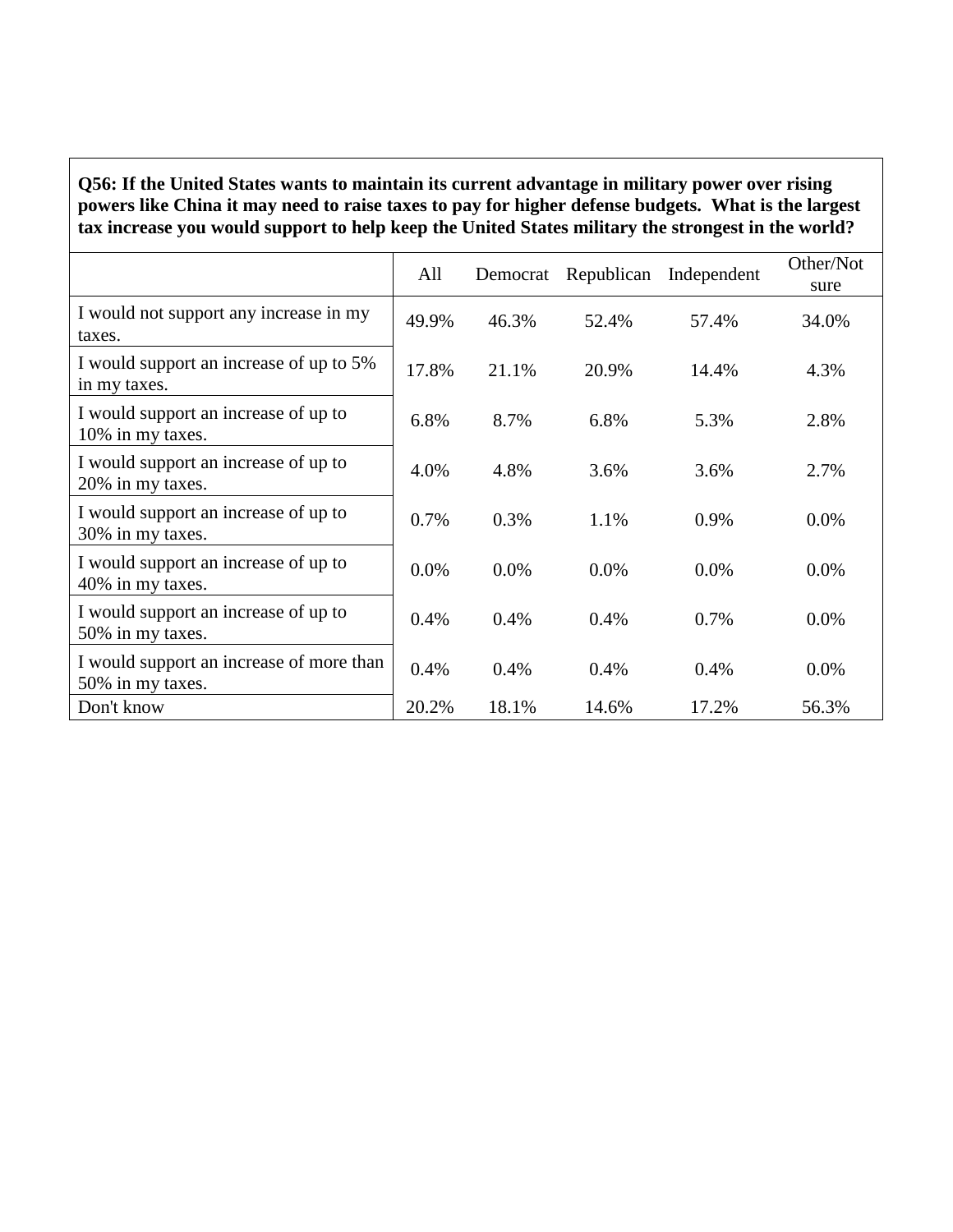**Q56: If the United States wants to maintain its current advantage in military power over rising powers like China it may need to raise taxes to pay for higher defense budgets. What is the largest tax increase you would support to help keep the United States military the strongest in the world?**

| | All | Democrat | Republican | Independent | Other/Not sure |
|---|---|---|---|---|---|
| I would not support any increase in my taxes. | 49.9% | 46.3% | 52.4% | 57.4% | 34.0% |
| I would support an increase of up to 5% in my taxes. | 17.8% | 21.1% | 20.9% | 14.4% | 4.3% |
| I would support an increase of up to 10% in my taxes. | 6.8% | 8.7% | 6.8% | 5.3% | 2.8% |
| I would support an increase of up to 20% in my taxes. | 4.0% | 4.8% | 3.6% | 3.6% | 2.7% |
| I would support an increase of up to 30% in my taxes. | 0.7% | 0.3% | 1.1% | 0.9% | 0.0% |
| I would support an increase of up to 40% in my taxes. | 0.0% | 0.0% | 0.0% | 0.0% | 0.0% |
| I would support an increase of up to 50% in my taxes. | 0.4% | 0.4% | 0.4% | 0.7% | 0.0% |
| I would support an increase of more than 50% in my taxes. | 0.4% | 0.4% | 0.4% | 0.4% | 0.0% |
| Don't know | 20.2% | 18.1% | 14.6% | 17.2% | 56.3% |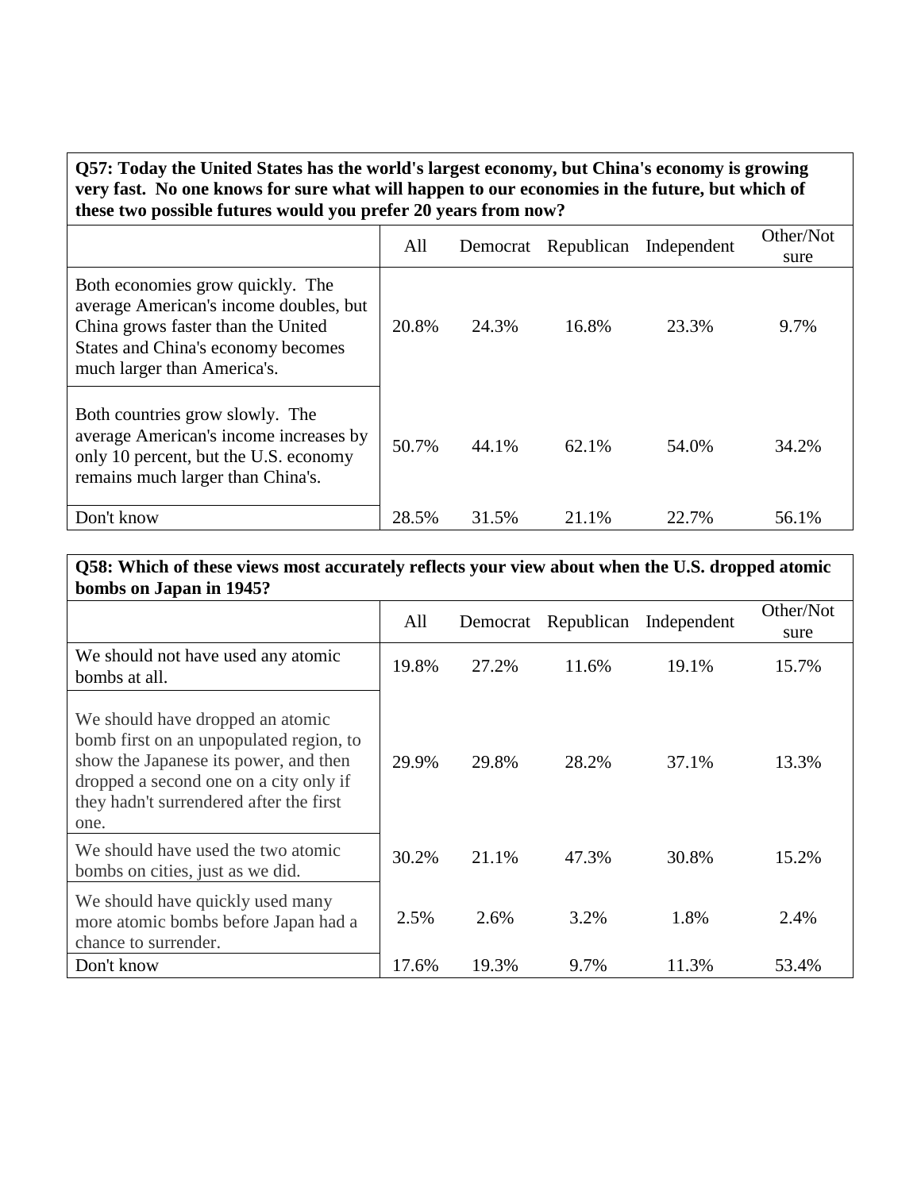**Q57: Today the United States has the world's largest economy, but China's economy is growing very fast. No one knows for sure what will happen to our economies in the future, but which of these two possible futures would you prefer 20 years from now?**

| | All | Democrat | Republican | Independent | Other/Not sure |
|---|---|---|---|---|---|
| Both economies grow quickly. The average American's income doubles, but China grows faster than the United States and China's economy becomes much larger than America's. | 20.8% | 24.3% | 16.8% | 23.3% | 9.7% |
| Both countries grow slowly. The average American's income increases by only 10 percent, but the U.S. economy remains much larger than China's. | 50.7% | 44.1% | 62.1% | 54.0% | 34.2% |
| Don't know | 28.5% | 31.5% | 21.1% | 22.7% | 56.1% |

**Q58: Which of these views most accurately reflects your view about when the U.S. dropped atomic bombs on Japan in 1945?**

| | All | Democrat | Republican | Independent | Other/Not sure |
|---|---|---|---|---|---|
| We should not have used any atomic bombs at all. | 19.8% | 27.2% | 11.6% | 19.1% | 15.7% |
| We should have dropped an atomic bomb first on an unpopulated region, to show the Japanese its power, and then dropped a second one on a city only if they hadn't surrendered after the first one. | 29.9% | 29.8% | 28.2% | 37.1% | 13.3% |
| We should have used the two atomic bombs on cities, just as we did. | 30.2% | 21.1% | 47.3% | 30.8% | 15.2% |
| We should have quickly used many more atomic bombs before Japan had a chance to surrender. | 2.5% | 2.6% | 3.2% | 1.8% | 2.4% |
| Don't know | 17.6% | 19.3% | 9.7% | 11.3% | 53.4% |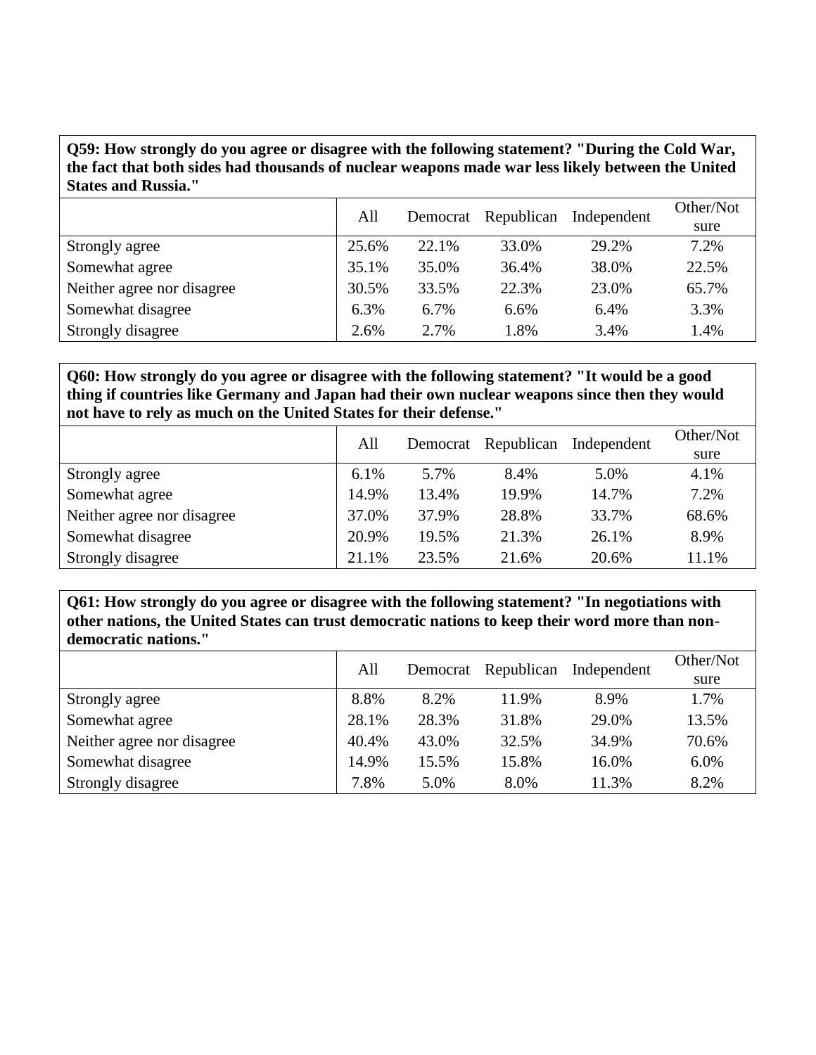**Q59: How strongly do you agree or disagree with the following statement? "During the Cold War, the fact that both sides had thousands of nuclear weapons made war less likely between the United States and Russia."**

| | All | Democrat | Republican | Independent | Other/Not sure |
|---|---|---|---|---|---|
| Strongly agree | 25.6% | 22.1% | 33.0% | 29.2% | 7.2% |
| Somewhat agree | 35.1% | 35.0% | 36.4% | 38.0% | 22.5% |
| Neither agree nor disagree | 30.5% | 33.5% | 22.3% | 23.0% | 65.7% |
| Somewhat disagree | 6.3% | 6.7% | 6.6% | 6.4% | 3.3% |
| Strongly disagree | 2.6% | 2.7% | 1.8% | 3.4% | 1.4% |

**Q60: How strongly do you agree or disagree with the following statement? "It would be a good thing if countries like Germany and Japan had their own nuclear weapons since then they would not have to rely as much on the United States for their defense."**

| | All | Democrat | Republican | Independent | Other/Not sure |
|---|---|---|---|---|---|
| Strongly agree | 6.1% | 5.7% | 8.4% | 5.0% | 4.1% |
| Somewhat agree | 14.9% | 13.4% | 19.9% | 14.7% | 7.2% |
| Neither agree nor disagree | 37.0% | 37.9% | 28.8% | 33.7% | 68.6% |
| Somewhat disagree | 20.9% | 19.5% | 21.3% | 26.1% | 8.9% |
| Strongly disagree | 21.1% | 23.5% | 21.6% | 20.6% | 11.1% |

**Q61: How strongly do you agree or disagree with the following statement? "In negotiations with other nations, the United States can trust democratic nations to keep their word more than non-democratic nations."**

| | All | Democrat | Republican | Independent | Other/Not sure |
|---|---|---|---|---|---|
| Strongly agree | 8.8% | 8.2% | 11.9% | 8.9% | 1.7% |
| Somewhat agree | 28.1% | 28.3% | 31.8% | 29.0% | 13.5% |
| Neither agree nor disagree | 40.4% | 43.0% | 32.5% | 34.9% | 70.6% |
| Somewhat disagree | 14.9% | 15.5% | 15.8% | 16.0% | 6.0% |
| Strongly disagree | 7.8% | 5.0% | 8.0% | 11.3% | 8.2% |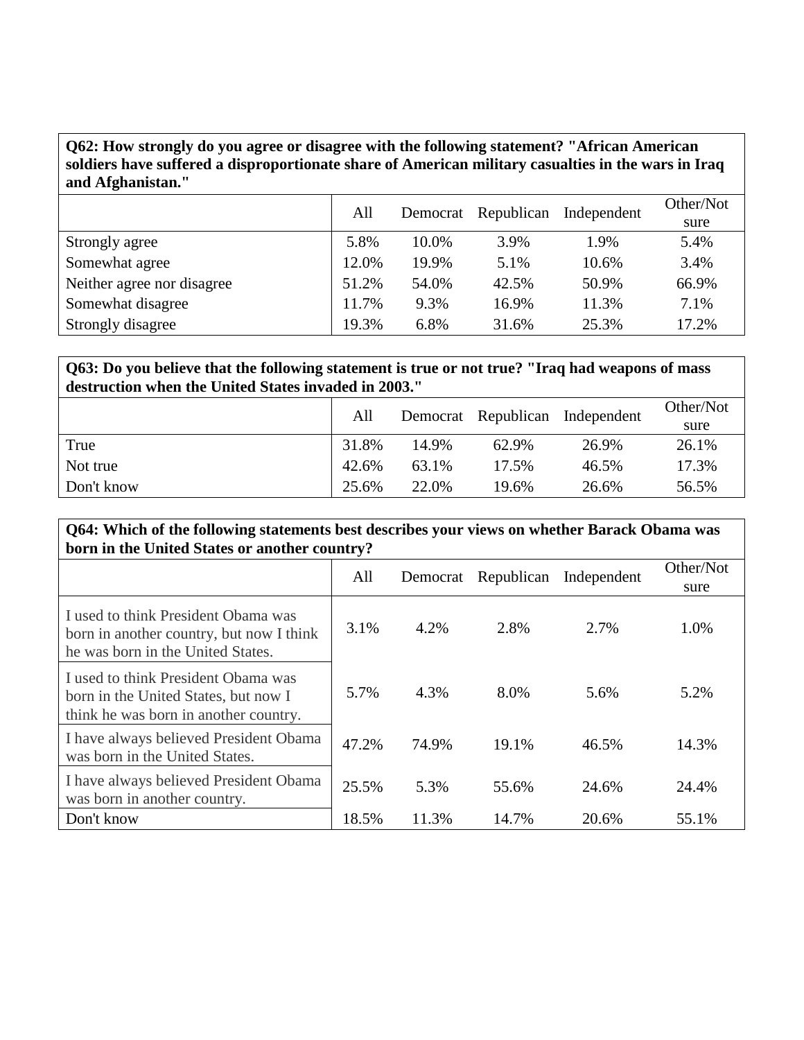**Q62: How strongly do you agree or disagree with the following statement? "African American soldiers have suffered a disproportionate share of American military casualties in the wars in Iraq and Afghanistan."**

| | All | Democrat | Republican | Independent | Other/Not sure |
|---|---|---|---|---|---|
| Strongly agree | 5.8% | 10.0% | 3.9% | 1.9% | 5.4% |
| Somewhat agree | 12.0% | 19.9% | 5.1% | 10.6% | 3.4% |
| Neither agree nor disagree | 51.2% | 54.0% | 42.5% | 50.9% | 66.9% |
| Somewhat disagree | 11.7% | 9.3% | 16.9% | 11.3% | 7.1% |
| Strongly disagree | 19.3% | 6.8% | 31.6% | 25.3% | 17.2% |

**Q63: Do you believe that the following statement is true or not true? "Iraq had weapons of mass destruction when the United States invaded in 2003."**

| | All | Democrat | Republican | Independent | Other/Not sure |
|---|---|---|---|---|---|
| True | 31.8% | 14.9% | 62.9% | 26.9% | 26.1% |
| Not true | 42.6% | 63.1% | 17.5% | 46.5% | 17.3% |
| Don't know | 25.6% | 22.0% | 19.6% | 26.6% | 56.5% |

**Q64: Which of the following statements best describes your views on whether Barack Obama was born in the United States or another country?**

| | All | Democrat | Republican | Independent | Other/Not sure |
|---|---|---|---|---|---|
| I used to think President Obama was born in another country, but now I think he was born in the United States. | 3.1% | 4.2% | 2.8% | 2.7% | 1.0% |
| I used to think President Obama was born in the United States, but now I think he was born in another country. | 5.7% | 4.3% | 8.0% | 5.6% | 5.2% |
| I have always believed President Obama was born in the United States. | 47.2% | 74.9% | 19.1% | 46.5% | 14.3% |
| I have always believed President Obama was born in another country. | 25.5% | 5.3% | 55.6% | 24.6% | 24.4% |
| Don't know | 18.5% | 11.3% | 14.7% | 20.6% | 55.1% |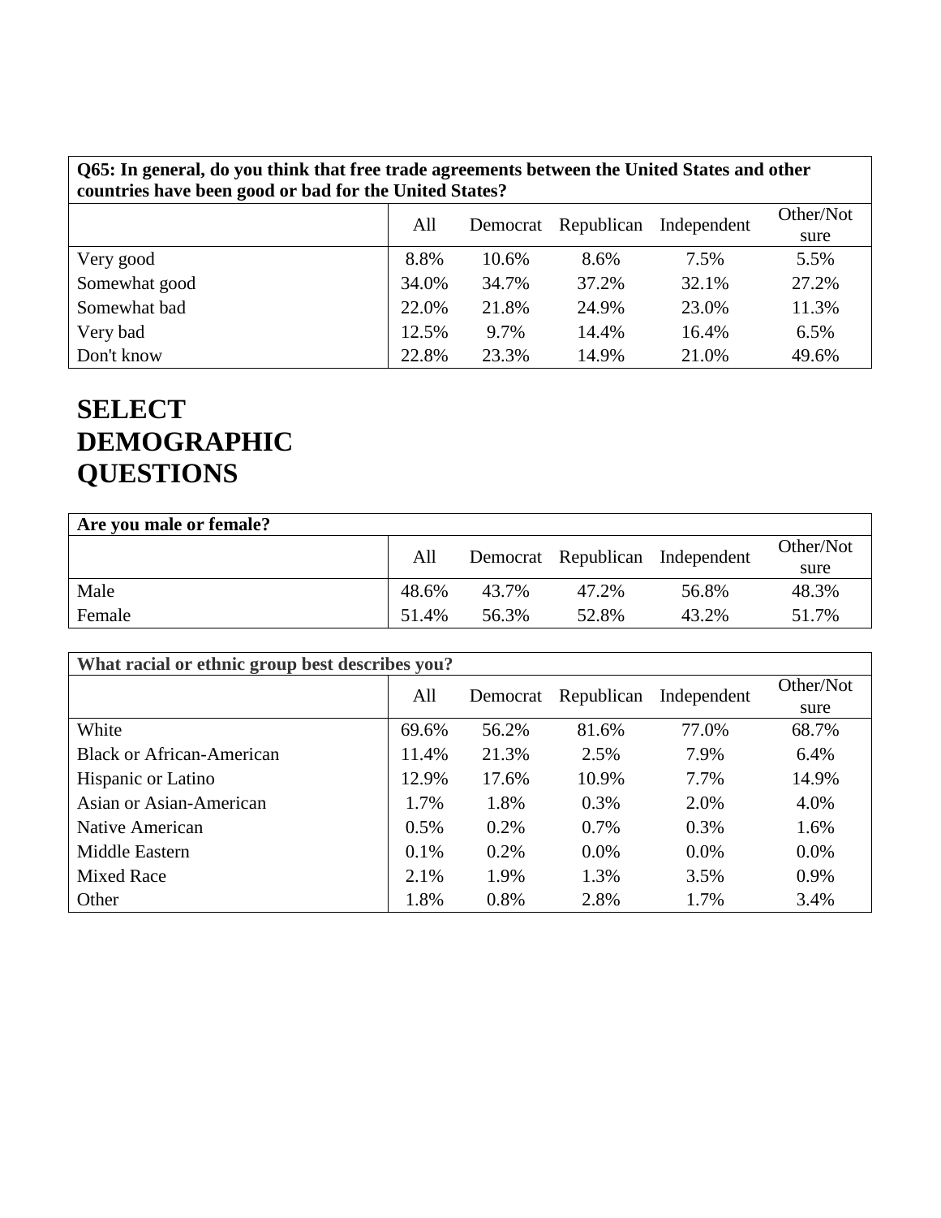| Q65: In general, do you think that free trade agreements between the United States and other countries have been good or bad for the United States? | | | | | |
|---|---|---|---|---|---|
| | All | Democrat | Republican | Independent | Other/Not sure |
| Very good | 8.8% | 10.6% | 8.6% | 7.5% | 5.5% |
| Somewhat good | 34.0% | 34.7% | 37.2% | 32.1% | 27.2% |
| Somewhat bad | 22.0% | 21.8% | 24.9% | 23.0% | 11.3% |
| Very bad | 12.5% | 9.7% | 14.4% | 16.4% | 6.5% |
| Don't know | 22.8% | 23.3% | 14.9% | 21.0% | 49.6% |

# SELECT DEMOGRAPHIC QUESTIONS

| Are you male or female? | | | | | |
|---|---|---|---|---|---|
| | All | Democrat | Republican | Independent | Other/Not sure |
| Male | 48.6% | 43.7% | 47.2% | 56.8% | 48.3% |
| Female | 51.4% | 56.3% | 52.8% | 43.2% | 51.7% |

| What racial or ethnic group best describes you? | | | | | |
|---|---|---|---|---|---|
| | All | Democrat | Republican | Independent | Other/Not sure |
| White | 69.6% | 56.2% | 81.6% | 77.0% | 68.7% |
| Black or African-American | 11.4% | 21.3% | 2.5% | 7.9% | 6.4% |
| Hispanic or Latino | 12.9% | 17.6% | 10.9% | 7.7% | 14.9% |
| Asian or Asian-American | 1.7% | 1.8% | 0.3% | 2.0% | 4.0% |
| Native American | 0.5% | 0.2% | 0.7% | 0.3% | 1.6% |
| Middle Eastern | 0.1% | 0.2% | 0.0% | 0.0% | 0.0% |
| Mixed Race | 2.1% | 1.9% | 1.3% | 3.5% | 0.9% |
| Other | 1.8% | 0.8% | 2.8% | 1.7% | 3.4% |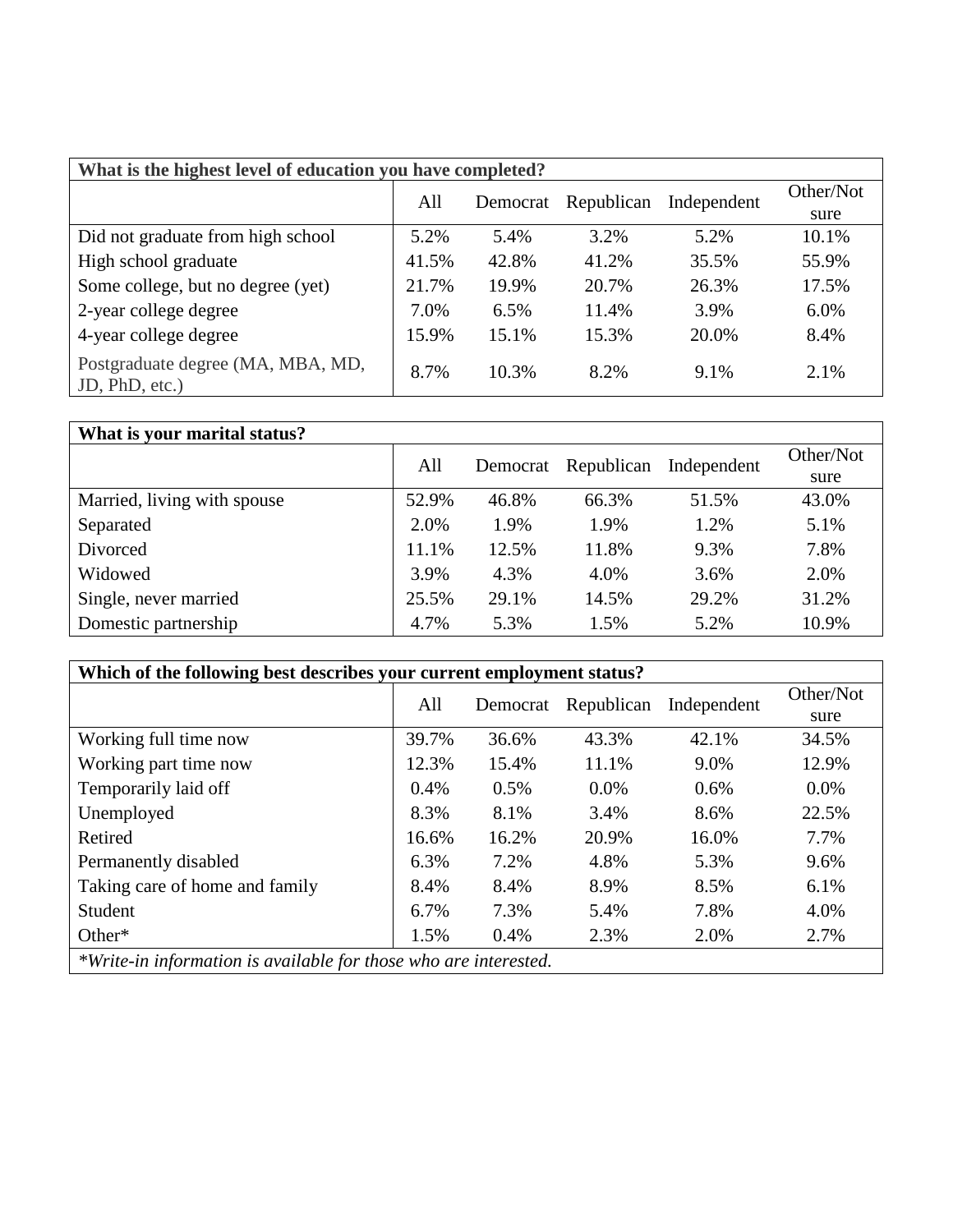| What is the highest level of education you have completed? | | | | | |
|---|---|---|---|---|---|
| | All | Democrat | Republican | Independent | Other/Not sure |
| Did not graduate from high school | 5.2% | 5.4% | 3.2% | 5.2% | 10.1% |
| High school graduate | 41.5% | 42.8% | 41.2% | 35.5% | 55.9% |
| Some college, but no degree (yet) | 21.7% | 19.9% | 20.7% | 26.3% | 17.5% |
| 2-year college degree | 7.0% | 6.5% | 11.4% | 3.9% | 6.0% |
| 4-year college degree | 15.9% | 15.1% | 15.3% | 20.0% | 8.4% |
| Postgraduate degree (MA, MBA, MD, JD, PhD, etc.) | 8.7% | 10.3% | 8.2% | 9.1% | 2.1% |

| What is your marital status? | | | | | |
|---|---|---|---|---|---|
| | All | Democrat | Republican | Independent | Other/Not sure |
| Married, living with spouse | 52.9% | 46.8% | 66.3% | 51.5% | 43.0% |
| Separated | 2.0% | 1.9% | 1.9% | 1.2% | 5.1% |
| Divorced | 11.1% | 12.5% | 11.8% | 9.3% | 7.8% |
| Widowed | 3.9% | 4.3% | 4.0% | 3.6% | 2.0% |
| Single, never married | 25.5% | 29.1% | 14.5% | 29.2% | 31.2% |
| Domestic partnership | 4.7% | 5.3% | 1.5% | 5.2% | 10.9% |

| Which of the following best describes your current employment status? | | | | | |
|---|---|---|---|---|---|
| | All | Democrat | Republican | Independent | Other/Not sure |
| Working full time now | 39.7% | 36.6% | 43.3% | 42.1% | 34.5% |
| Working part time now | 12.3% | 15.4% | 11.1% | 9.0% | 12.9% |
| Temporarily laid off | 0.4% | 0.5% | 0.0% | 0.6% | 0.0% |
| Unemployed | 8.3% | 8.1% | 3.4% | 8.6% | 22.5% |
| Retired | 16.6% | 16.2% | 20.9% | 16.0% | 7.7% |
| Permanently disabled | 6.3% | 7.2% | 4.8% | 5.3% | 9.6% |
| Taking care of home and family | 8.4% | 8.4% | 8.9% | 8.5% | 6.1% |
| Student | 6.7% | 7.3% | 5.4% | 7.8% | 4.0% |
| Other* | 1.5% | 0.4% | 2.3% | 2.0% | 2.7% |

*\*Write-in information is available for those who are interested.*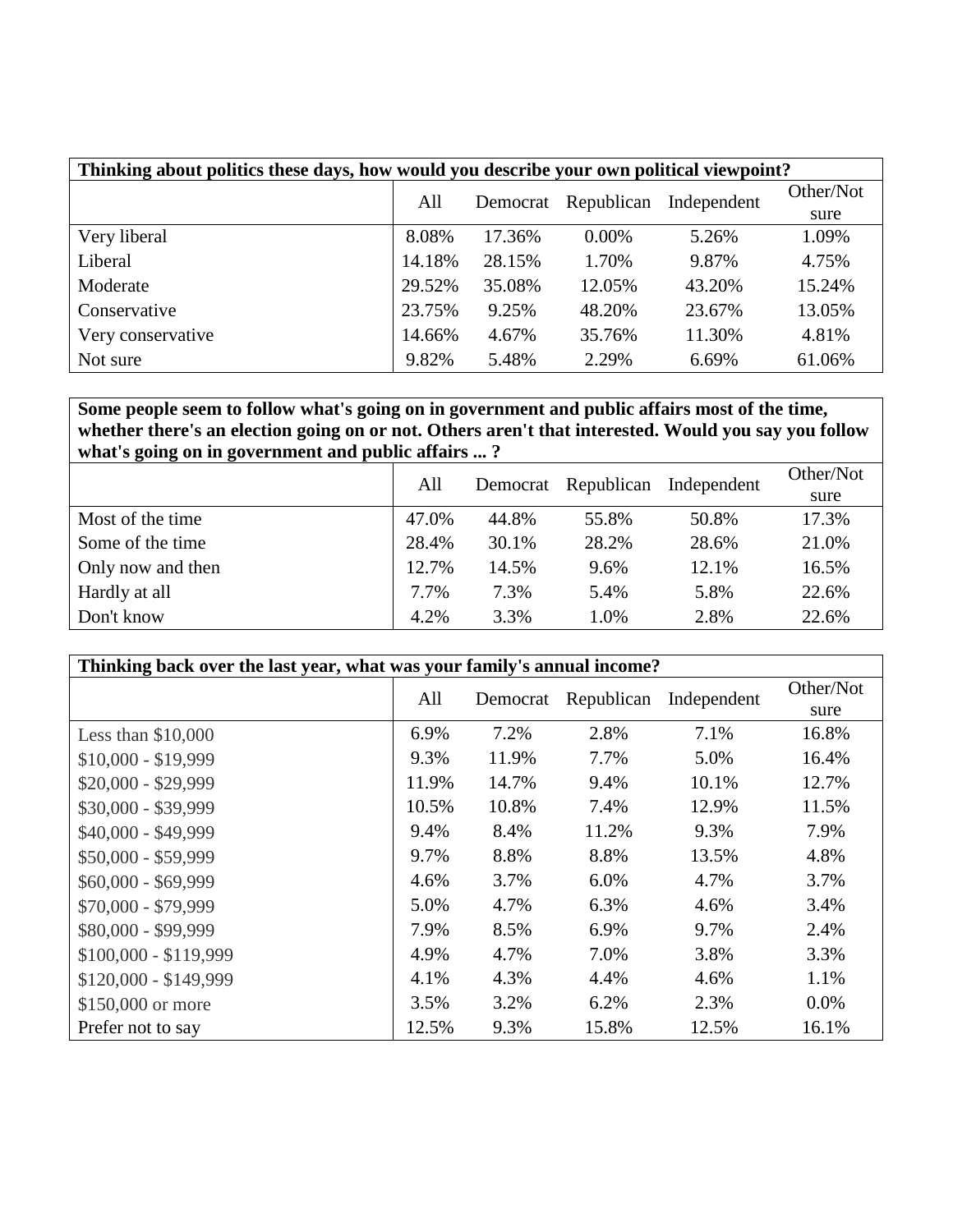| Thinking about politics these days, how would you describe your own political viewpoint? | | | | | |
|---|---|---|---|---|---|
| | All | Democrat | Republican | Independent | Other/Not sure |
| Very liberal | 8.08% | 17.36% | 0.00% | 5.26% | 1.09% |
| Liberal | 14.18% | 28.15% | 1.70% | 9.87% | 4.75% |
| Moderate | 29.52% | 35.08% | 12.05% | 43.20% | 15.24% |
| Conservative | 23.75% | 9.25% | 48.20% | 23.67% | 13.05% |
| Very conservative | 14.66% | 4.67% | 35.76% | 11.30% | 4.81% |
| Not sure | 9.82% | 5.48% | 2.29% | 6.69% | 61.06% |

| Some people seem to follow what's going on in government and public affairs most of the time, whether there's an election going on or not. Others aren't that interested. Would you say you follow what's going on in government and public affairs ... ? | | | | | |
|---|---|---|---|---|---|
| | All | Democrat | Republican | Independent | Other/Not sure |
| Most of the time | 47.0% | 44.8% | 55.8% | 50.8% | 17.3% |
| Some of the time | 28.4% | 30.1% | 28.2% | 28.6% | 21.0% |
| Only now and then | 12.7% | 14.5% | 9.6% | 12.1% | 16.5% |
| Hardly at all | 7.7% | 7.3% | 5.4% | 5.8% | 22.6% |
| Don't know | 4.2% | 3.3% | 1.0% | 2.8% | 22.6% |

| Thinking back over the last year, what was your family's annual income? | | | | | |
|---|---|---|---|---|---|
| | All | Democrat | Republican | Independent | Other/Not sure |
| Less than $10,000 | 6.9% | 7.2% | 2.8% | 7.1% | 16.8% |
| $10,000 - $19,999 | 9.3% | 11.9% | 7.7% | 5.0% | 16.4% |
| $20,000 - $29,999 | 11.9% | 14.7% | 9.4% | 10.1% | 12.7% |
| $30,000 - $39,999 | 10.5% | 10.8% | 7.4% | 12.9% | 11.5% |
| $40,000 - $49,999 | 9.4% | 8.4% | 11.2% | 9.3% | 7.9% |
| $50,000 - $59,999 | 9.7% | 8.8% | 8.8% | 13.5% | 4.8% |
| $60,000 - $69,999 | 4.6% | 3.7% | 6.0% | 4.7% | 3.7% |
| $70,000 - $79,999 | 5.0% | 4.7% | 6.3% | 4.6% | 3.4% |
| $80,000 - $99,999 | 7.9% | 8.5% | 6.9% | 9.7% | 2.4% |
| $100,000 - $119,999 | 4.9% | 4.7% | 7.0% | 3.8% | 3.3% |
| $120,000 - $149,999 | 4.1% | 4.3% | 4.4% | 4.6% | 1.1% |
| $150,000 or more | 3.5% | 3.2% | 6.2% | 2.3% | 0.0% |
| Prefer not to say | 12.5% | 9.3% | 15.8% | 12.5% | 16.1% |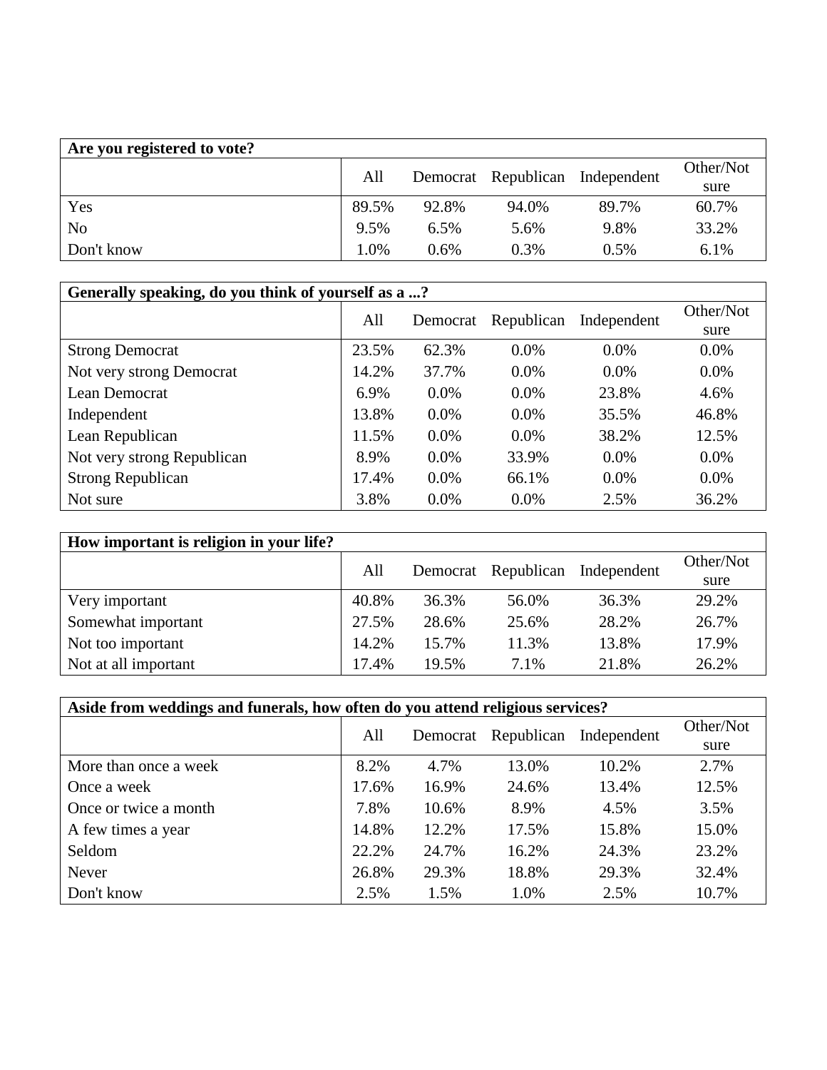| **Are you registered to vote?** | | | | | |
|---|---|---|---|---|---|
| | All | Democrat | Republican | Independent | Other/Not sure |
| Yes | 89.5% | 92.8% | 94.0% | 89.7% | 60.7% |
| No | 9.5% | 6.5% | 5.6% | 9.8% | 33.2% |
| Don't know | 1.0% | 0.6% | 0.3% | 0.5% | 6.1% |

| **Generally speaking, do you think of yourself as a ...?** | | | | | |
|---|---|---|---|---|---|
| | All | Democrat | Republican | Independent | Other/Not sure |
| Strong Democrat | 23.5% | 62.3% | 0.0% | 0.0% | 0.0% |
| Not very strong Democrat | 14.2% | 37.7% | 0.0% | 0.0% | 0.0% |
| Lean Democrat | 6.9% | 0.0% | 0.0% | 23.8% | 4.6% |
| Independent | 13.8% | 0.0% | 0.0% | 35.5% | 46.8% |
| Lean Republican | 11.5% | 0.0% | 0.0% | 38.2% | 12.5% |
| Not very strong Republican | 8.9% | 0.0% | 33.9% | 0.0% | 0.0% |
| Strong Republican | 17.4% | 0.0% | 66.1% | 0.0% | 0.0% |
| Not sure | 3.8% | 0.0% | 0.0% | 2.5% | 36.2% |

| **How important is religion in your life?** | | | | | |
|---|---|---|---|---|---|
| | All | Democrat | Republican | Independent | Other/Not sure |
| Very important | 40.8% | 36.3% | 56.0% | 36.3% | 29.2% |
| Somewhat important | 27.5% | 28.6% | 25.6% | 28.2% | 26.7% |
| Not too important | 14.2% | 15.7% | 11.3% | 13.8% | 17.9% |
| Not at all important | 17.4% | 19.5% | 7.1% | 21.8% | 26.2% |

| **Aside from weddings and funerals, how often do you attend religious services?** | | | | | |
|---|---|---|---|---|---|
| | All | Democrat | Republican | Independent | Other/Not sure |
| More than once a week | 8.2% | 4.7% | 13.0% | 10.2% | 2.7% |
| Once a week | 17.6% | 16.9% | 24.6% | 13.4% | 12.5% |
| Once or twice a month | 7.8% | 10.6% | 8.9% | 4.5% | 3.5% |
| A few times a year | 14.8% | 12.2% | 17.5% | 15.8% | 15.0% |
| Seldom | 22.2% | 24.7% | 16.2% | 24.3% | 23.2% |
| Never | 26.8% | 29.3% | 18.8% | 29.3% | 32.4% |
| Don't know | 2.5% | 1.5% | 1.0% | 2.5% | 10.7% |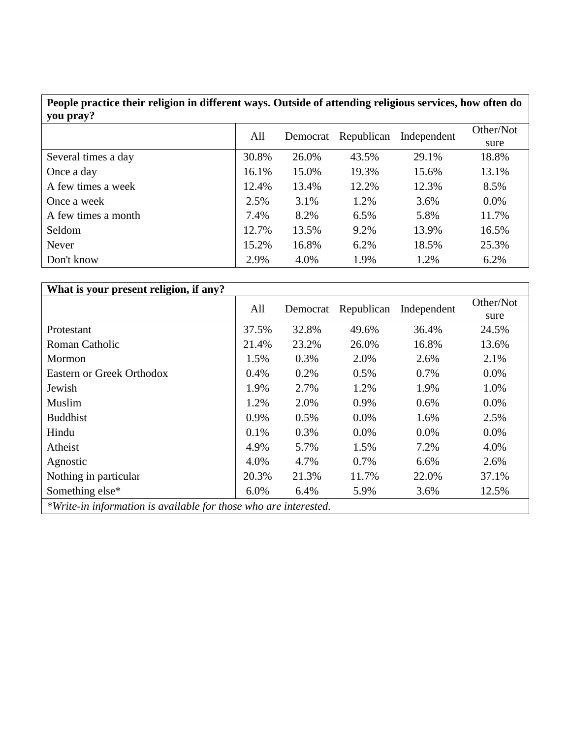| People practice their religion in different ways. Outside of attending religious services, how often do you pray? | | | | | |
|---|---|---|---|---|---|
| | All | Democrat | Republican | Independent | Other/Not sure |
| Several times a day | 30.8% | 26.0% | 43.5% | 29.1% | 18.8% |
| Once a day | 16.1% | 15.0% | 19.3% | 15.6% | 13.1% |
| A few times a week | 12.4% | 13.4% | 12.2% | 12.3% | 8.5% |
| Once a week | 2.5% | 3.1% | 1.2% | 3.6% | 0.0% |
| A few times a month | 7.4% | 8.2% | 6.5% | 5.8% | 11.7% |
| Seldom | 12.7% | 13.5% | 9.2% | 13.9% | 16.5% |
| Never | 15.2% | 16.8% | 6.2% | 18.5% | 25.3% |
| Don't know | 2.9% | 4.0% | 1.9% | 1.2% | 6.2% |

| What is your present religion, if any? | | | | | |
|---|---|---|---|---|---|
| | All | Democrat | Republican | Independent | Other/Not sure |
| Protestant | 37.5% | 32.8% | 49.6% | 36.4% | 24.5% |
| Roman Catholic | 21.4% | 23.2% | 26.0% | 16.8% | 13.6% |
| Mormon | 1.5% | 0.3% | 2.0% | 2.6% | 2.1% |
| Eastern or Greek Orthodox | 0.4% | 0.2% | 0.5% | 0.7% | 0.0% |
| Jewish | 1.9% | 2.7% | 1.2% | 1.9% | 1.0% |
| Muslim | 1.2% | 2.0% | 0.9% | 0.6% | 0.0% |
| Buddhist | 0.9% | 0.5% | 0.0% | 1.6% | 2.5% |
| Hindu | 0.1% | 0.3% | 0.0% | 0.0% | 0.0% |
| Atheist | 4.9% | 5.7% | 1.5% | 7.2% | 4.0% |
| Agnostic | 4.0% | 4.7% | 0.7% | 6.6% | 2.6% |
| Nothing in particular | 20.3% | 21.3% | 11.7% | 22.0% | 37.1% |
| Something else* | 6.0% | 6.4% | 5.9% | 3.6% | 12.5% |

*\*Write-in information is available for those who are interested.*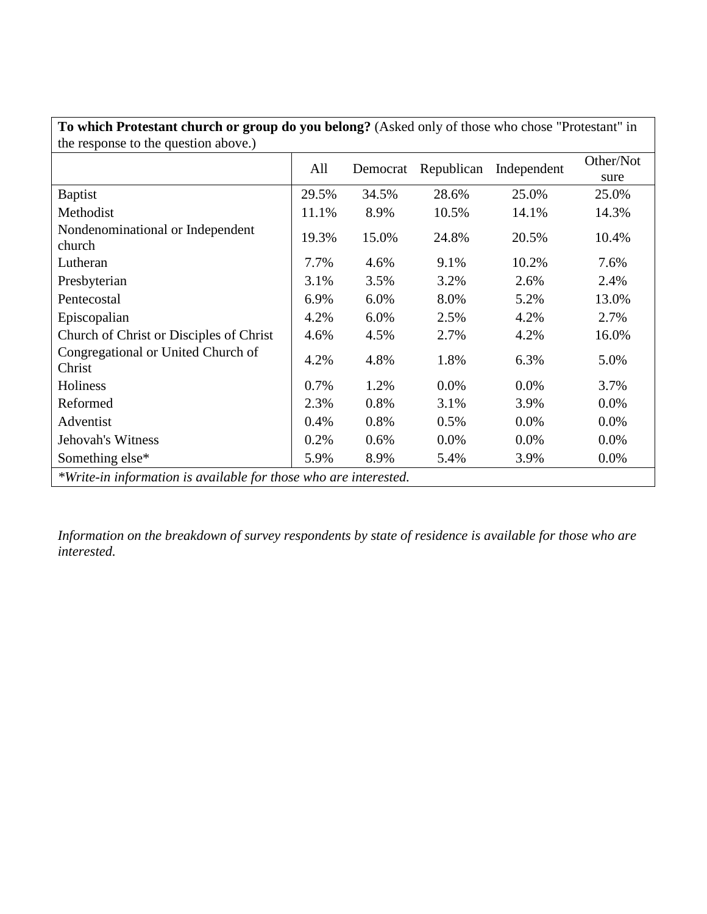**To which Protestant church or group do you belong?** (Asked only of those who chose "Protestant" in the response to the question above.)

| | All | Democrat | Republican | Independent | Other/Not sure |
|---|---|---|---|---|---|
| Baptist | 29.5% | 34.5% | 28.6% | 25.0% | 25.0% |
| Methodist | 11.1% | 8.9% | 10.5% | 14.1% | 14.3% |
| Nondenominational or Independent church | 19.3% | 15.0% | 24.8% | 20.5% | 10.4% |
| Lutheran | 7.7% | 4.6% | 9.1% | 10.2% | 7.6% |
| Presbyterian | 3.1% | 3.5% | 3.2% | 2.6% | 2.4% |
| Pentecostal | 6.9% | 6.0% | 8.0% | 5.2% | 13.0% |
| Episcopalian | 4.2% | 6.0% | 2.5% | 4.2% | 2.7% |
| Church of Christ or Disciples of Christ | 4.6% | 4.5% | 2.7% | 4.2% | 16.0% |
| Congregational or United Church of Christ | 4.2% | 4.8% | 1.8% | 6.3% | 5.0% |
| Holiness | 0.7% | 1.2% | 0.0% | 0.0% | 3.7% |
| Reformed | 2.3% | 0.8% | 3.1% | 3.9% | 0.0% |
| Adventist | 0.4% | 0.8% | 0.5% | 0.0% | 0.0% |
| Jehovah's Witness | 0.2% | 0.6% | 0.0% | 0.0% | 0.0% |
| Something else* | 5.9% | 8.9% | 5.4% | 3.9% | 0.0% |

*\*Write-in information is available for those who are interested.*

*Information on the breakdown of survey respondents by state of residence is available for those who are interested.*